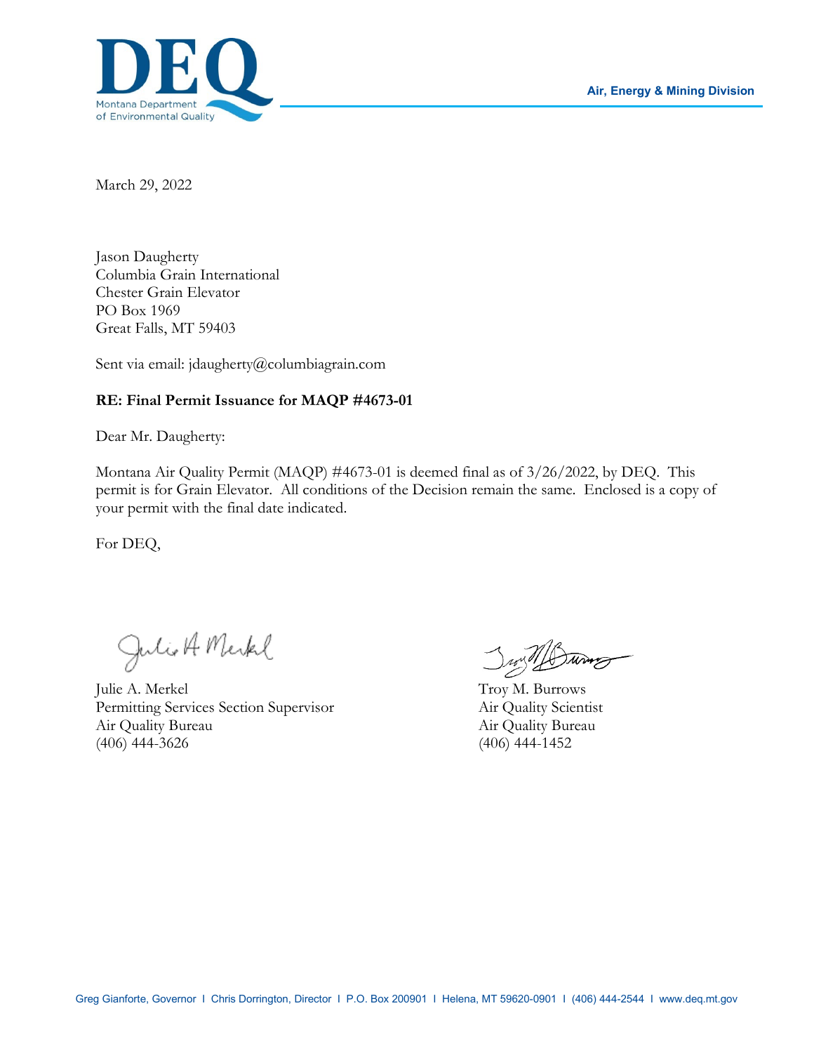DEQ
Montana Department of Environmental Quality

Air, Energy & Mining Division

March 29, 2022

Jason Daugherty
Columbia Grain International
Chester Grain Elevator
PO Box 1969
Great Falls, MT 59403

Sent via email: jdaugherty@columbiagrain.com

**RE: Final Permit Issuance for MAQP #4673-01**

Dear Mr. Daugherty:

Montana Air Quality Permit (MAQP) #4673-01 is deemed final as of 3/26/2022, by DEQ. This permit is for Grain Elevator. All conditions of the Decision remain the same. Enclosed is a copy of your permit with the final date indicated.

For DEQ,

Julie A. Merkel
Permitting Services Section Supervisor
Air Quality Bureau
(406) 444-3626

Troy M. Burrows
Air Quality Scientist
Air Quality Bureau
(406) 444-1452

Greg Gianforte, Governor I Chris Dorrington, Director I P.O. Box 200901 I Helena, MT 59620-0901 I (406) 444-2544 I www.deq.mt.gov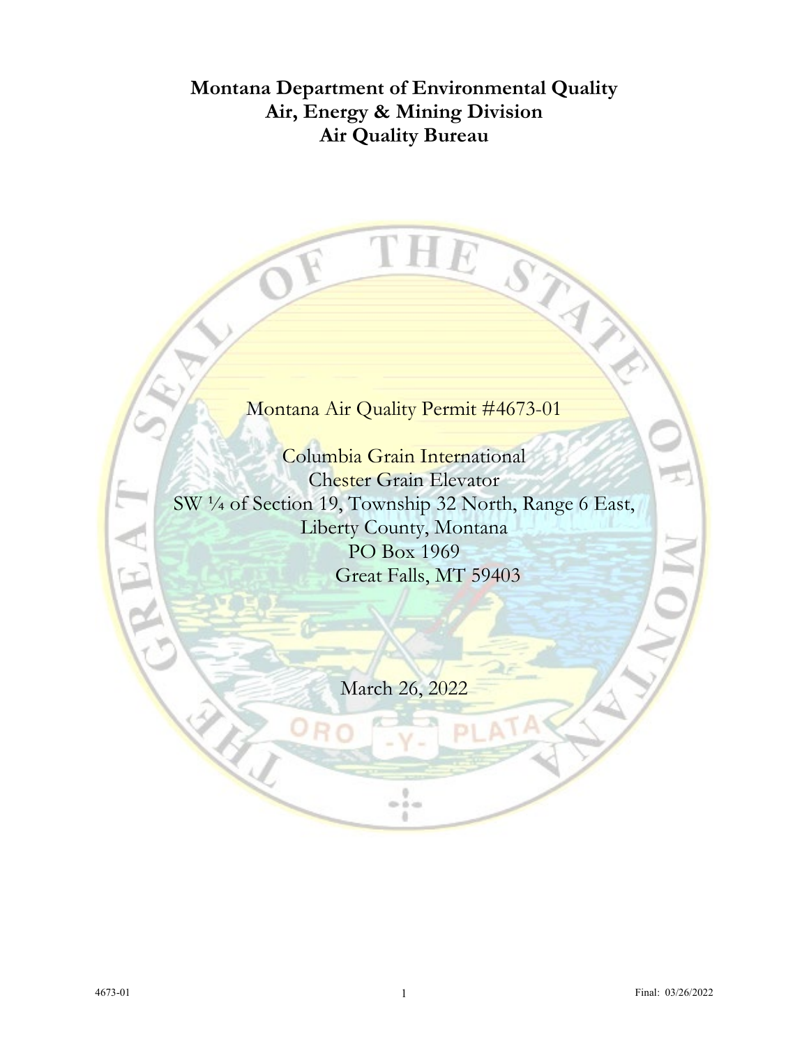# Montana Department of Environmental Quality
# Air, Energy & Mining Division
# Air Quality Bureau

Montana Air Quality Permit #4673-01

Columbia Grain International
Chester Grain Elevator
SW ¼ of Section 19, Township 32 North, Range 6 East,
Liberty County, Montana
PO Box 1969
Great Falls, MT 59403

March 26, 2022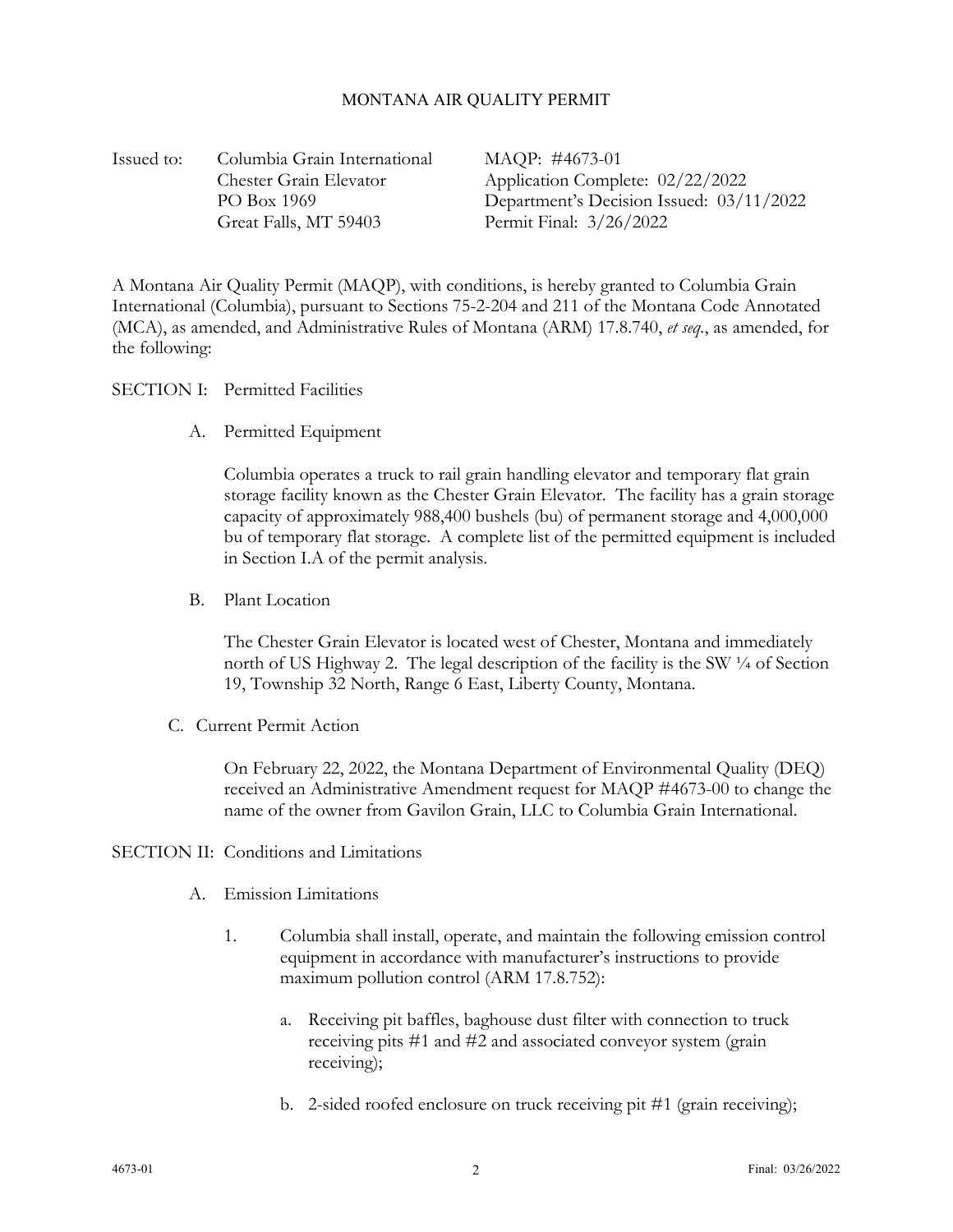MONTANA AIR QUALITY PERMIT

| | | |
|---|---|---|
| Issued to: | Columbia Grain International | MAQP: #4673-01 |
| | Chester Grain Elevator | Application Complete: 02/22/2022 |
| | PO Box 1969 | Department's Decision Issued: 03/11/2022 |
| | Great Falls, MT 59403 | Permit Final: 3/26/2022 |

A Montana Air Quality Permit (MAQP), with conditions, is hereby granted to Columbia Grain International (Columbia), pursuant to Sections 75-2-204 and 211 of the Montana Code Annotated (MCA), as amended, and Administrative Rules of Montana (ARM) 17.8.740, *et seq*., as amended, for the following:

## SECTION I: Permitted Facilities

### A. Permitted Equipment

Columbia operates a truck to rail grain handling elevator and temporary flat grain storage facility known as the Chester Grain Elevator. The facility has a grain storage capacity of approximately 988,400 bushels (bu) of permanent storage and 4,000,000 bu of temporary flat storage. A complete list of the permitted equipment is included in Section I.A of the permit analysis.

### B. Plant Location

The Chester Grain Elevator is located west of Chester, Montana and immediately north of US Highway 2. The legal description of the facility is the SW ¼ of Section 19, Township 32 North, Range 6 East, Liberty County, Montana.

### C. Current Permit Action

On February 22, 2022, the Montana Department of Environmental Quality (DEQ) received an Administrative Amendment request for MAQP #4673-00 to change the name of the owner from Gavilon Grain, LLC to Columbia Grain International.

## SECTION II: Conditions and Limitations

### A. Emission Limitations

1. Columbia shall install, operate, and maintain the following emission control equipment in accordance with manufacturer's instructions to provide maximum pollution control (ARM 17.8.752):

   a. Receiving pit baffles, baghouse dust filter with connection to truck receiving pits #1 and #2 and associated conveyor system (grain receiving);

   b. 2-sided roofed enclosure on truck receiving pit #1 (grain receiving);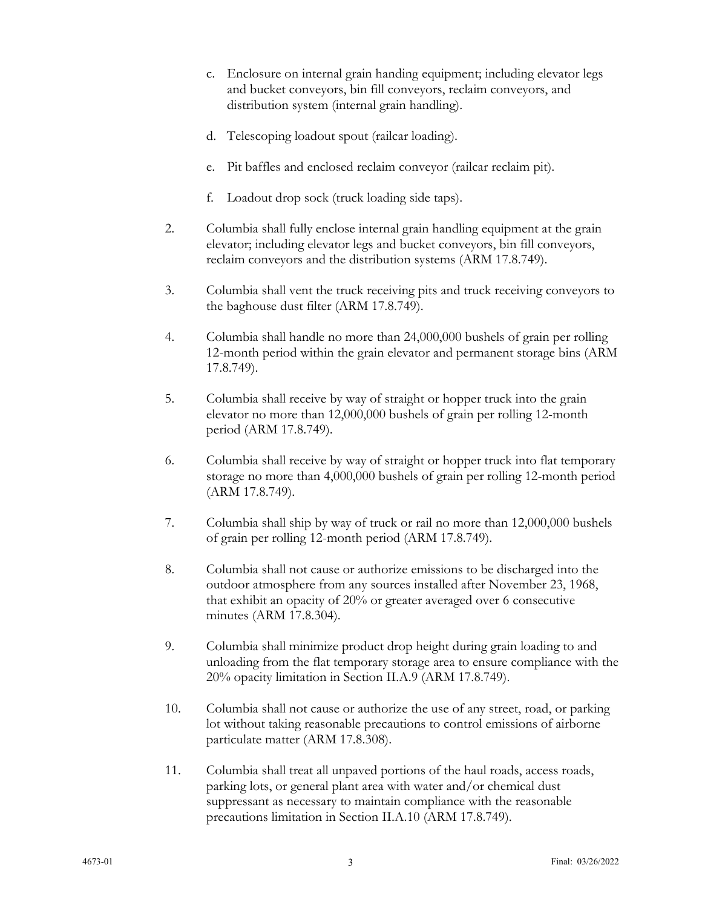c. Enclosure on internal grain handing equipment; including elevator legs and bucket conveyors, bin fill conveyors, reclaim conveyors, and distribution system (internal grain handling).

d. Telescoping loadout spout (railcar loading).

e. Pit baffles and enclosed reclaim conveyor (railcar reclaim pit).

f. Loadout drop sock (truck loading side taps).

2. Columbia shall fully enclose internal grain handling equipment at the grain elevator; including elevator legs and bucket conveyors, bin fill conveyors, reclaim conveyors and the distribution systems (ARM 17.8.749).

3. Columbia shall vent the truck receiving pits and truck receiving conveyors to the baghouse dust filter (ARM 17.8.749).

4. Columbia shall handle no more than 24,000,000 bushels of grain per rolling 12-month period within the grain elevator and permanent storage bins (ARM 17.8.749).

5. Columbia shall receive by way of straight or hopper truck into the grain elevator no more than 12,000,000 bushels of grain per rolling 12-month period (ARM 17.8.749).

6. Columbia shall receive by way of straight or hopper truck into flat temporary storage no more than 4,000,000 bushels of grain per rolling 12-month period (ARM 17.8.749).

7. Columbia shall ship by way of truck or rail no more than 12,000,000 bushels of grain per rolling 12-month period (ARM 17.8.749).

8. Columbia shall not cause or authorize emissions to be discharged into the outdoor atmosphere from any sources installed after November 23, 1968, that exhibit an opacity of 20% or greater averaged over 6 consecutive minutes (ARM 17.8.304).

9. Columbia shall minimize product drop height during grain loading to and unloading from the flat temporary storage area to ensure compliance with the 20% opacity limitation in Section II.A.9 (ARM 17.8.749).

10. Columbia shall not cause or authorize the use of any street, road, or parking lot without taking reasonable precautions to control emissions of airborne particulate matter (ARM 17.8.308).

11. Columbia shall treat all unpaved portions of the haul roads, access roads, parking lots, or general plant area with water and/or chemical dust suppressant as necessary to maintain compliance with the reasonable precautions limitation in Section II.A.10 (ARM 17.8.749).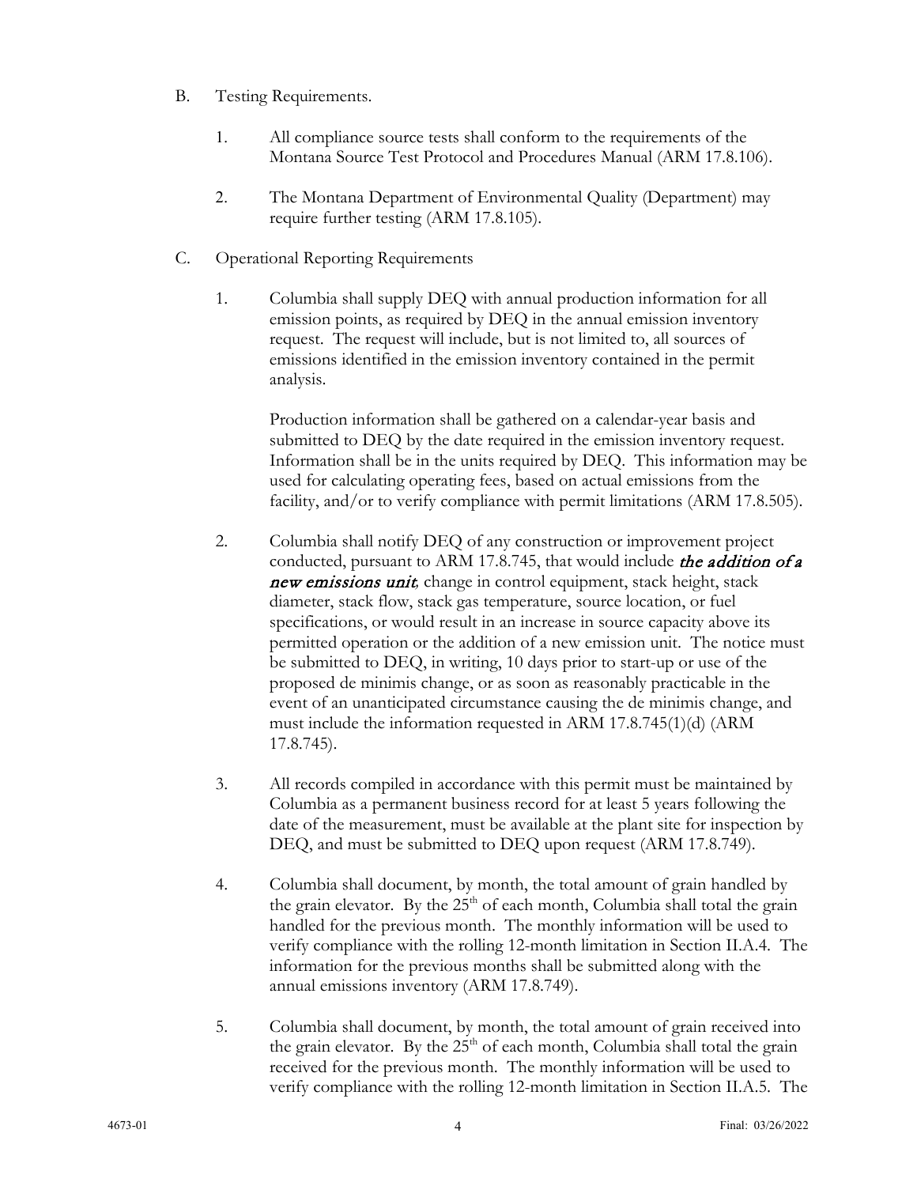B. Testing Requirements.

1. All compliance source tests shall conform to the requirements of the Montana Source Test Protocol and Procedures Manual (ARM 17.8.106).

2. The Montana Department of Environmental Quality (Department) may require further testing (ARM 17.8.105).

C. Operational Reporting Requirements

1. Columbia shall supply DEQ with annual production information for all emission points, as required by DEQ in the annual emission inventory request. The request will include, but is not limited to, all sources of emissions identified in the emission inventory contained in the permit analysis.

   Production information shall be gathered on a calendar-year basis and submitted to DEQ by the date required in the emission inventory request. Information shall be in the units required by DEQ. This information may be used for calculating operating fees, based on actual emissions from the facility, and/or to verify compliance with permit limitations (ARM 17.8.505).

2. Columbia shall notify DEQ of any construction or improvement project conducted, pursuant to ARM 17.8.745, that would include ***the addition of a new emissions unit****,* change in control equipment, stack height, stack diameter, stack flow, stack gas temperature, source location, or fuel specifications, or would result in an increase in source capacity above its permitted operation or the addition of a new emission unit. The notice must be submitted to DEQ, in writing, 10 days prior to start-up or use of the proposed de minimis change, or as soon as reasonably practicable in the event of an unanticipated circumstance causing the de minimis change, and must include the information requested in ARM 17.8.745(1)(d) (ARM 17.8.745).

3. All records compiled in accordance with this permit must be maintained by Columbia as a permanent business record for at least 5 years following the date of the measurement, must be available at the plant site for inspection by DEQ, and must be submitted to DEQ upon request (ARM 17.8.749).

4. Columbia shall document, by month, the total amount of grain handled by the grain elevator. By the 25th of each month, Columbia shall total the grain handled for the previous month. The monthly information will be used to verify compliance with the rolling 12-month limitation in Section II.A.4. The information for the previous months shall be submitted along with the annual emissions inventory (ARM 17.8.749).

5. Columbia shall document, by month, the total amount of grain received into the grain elevator. By the 25th of each month, Columbia shall total the grain received for the previous month. The monthly information will be used to verify compliance with the rolling 12-month limitation in Section II.A.5. The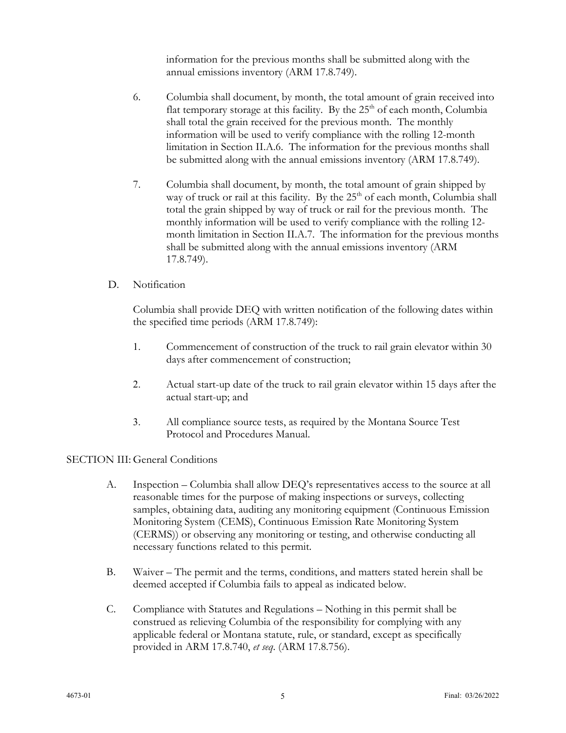information for the previous months shall be submitted along with the annual emissions inventory (ARM 17.8.749).

6. Columbia shall document, by month, the total amount of grain received into flat temporary storage at this facility. By the 25th of each month, Columbia shall total the grain received for the previous month. The monthly information will be used to verify compliance with the rolling 12-month limitation in Section II.A.6. The information for the previous months shall be submitted along with the annual emissions inventory (ARM 17.8.749).

7. Columbia shall document, by month, the total amount of grain shipped by way of truck or rail at this facility. By the 25th of each month, Columbia shall total the grain shipped by way of truck or rail for the previous month. The monthly information will be used to verify compliance with the rolling 12-month limitation in Section II.A.7. The information for the previous months shall be submitted along with the annual emissions inventory (ARM 17.8.749).

D. Notification

Columbia shall provide DEQ with written notification of the following dates within the specified time periods (ARM 17.8.749):

1. Commencement of construction of the truck to rail grain elevator within 30 days after commencement of construction;

2. Actual start-up date of the truck to rail grain elevator within 15 days after the actual start-up; and

3. All compliance source tests, as required by the Montana Source Test Protocol and Procedures Manual.

SECTION III: General Conditions

A. Inspection – Columbia shall allow DEQ's representatives access to the source at all reasonable times for the purpose of making inspections or surveys, collecting samples, obtaining data, auditing any monitoring equipment (Continuous Emission Monitoring System (CEMS), Continuous Emission Rate Monitoring System (CERMS)) or observing any monitoring or testing, and otherwise conducting all necessary functions related to this permit.

B. Waiver – The permit and the terms, conditions, and matters stated herein shall be deemed accepted if Columbia fails to appeal as indicated below.

C. Compliance with Statutes and Regulations – Nothing in this permit shall be construed as relieving Columbia of the responsibility for complying with any applicable federal or Montana statute, rule, or standard, except as specifically provided in ARM 17.8.740, *et seq*. (ARM 17.8.756).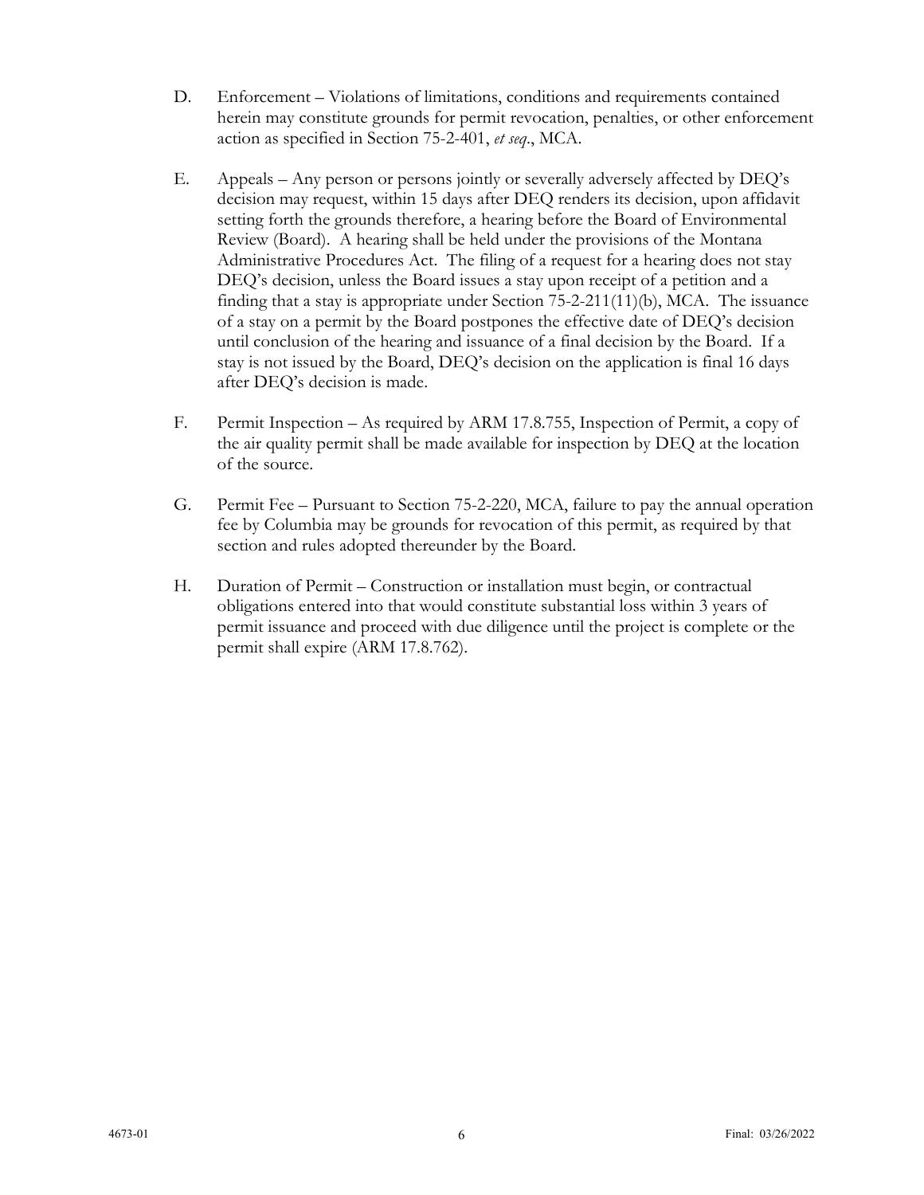D. Enforcement – Violations of limitations, conditions and requirements contained herein may constitute grounds for permit revocation, penalties, or other enforcement action as specified in Section 75-2-401, *et seq*., MCA.

E. Appeals – Any person or persons jointly or severally adversely affected by DEQ's decision may request, within 15 days after DEQ renders its decision, upon affidavit setting forth the grounds therefore, a hearing before the Board of Environmental Review (Board). A hearing shall be held under the provisions of the Montana Administrative Procedures Act. The filing of a request for a hearing does not stay DEQ's decision, unless the Board issues a stay upon receipt of a petition and a finding that a stay is appropriate under Section 75-2-211(11)(b), MCA. The issuance of a stay on a permit by the Board postpones the effective date of DEQ's decision until conclusion of the hearing and issuance of a final decision by the Board. If a stay is not issued by the Board, DEQ's decision on the application is final 16 days after DEQ's decision is made.

F. Permit Inspection – As required by ARM 17.8.755, Inspection of Permit, a copy of the air quality permit shall be made available for inspection by DEQ at the location of the source.

G. Permit Fee – Pursuant to Section 75-2-220, MCA, failure to pay the annual operation fee by Columbia may be grounds for revocation of this permit, as required by that section and rules adopted thereunder by the Board.

H. Duration of Permit – Construction or installation must begin, or contractual obligations entered into that would constitute substantial loss within 3 years of permit issuance and proceed with due diligence until the project is complete or the permit shall expire (ARM 17.8.762).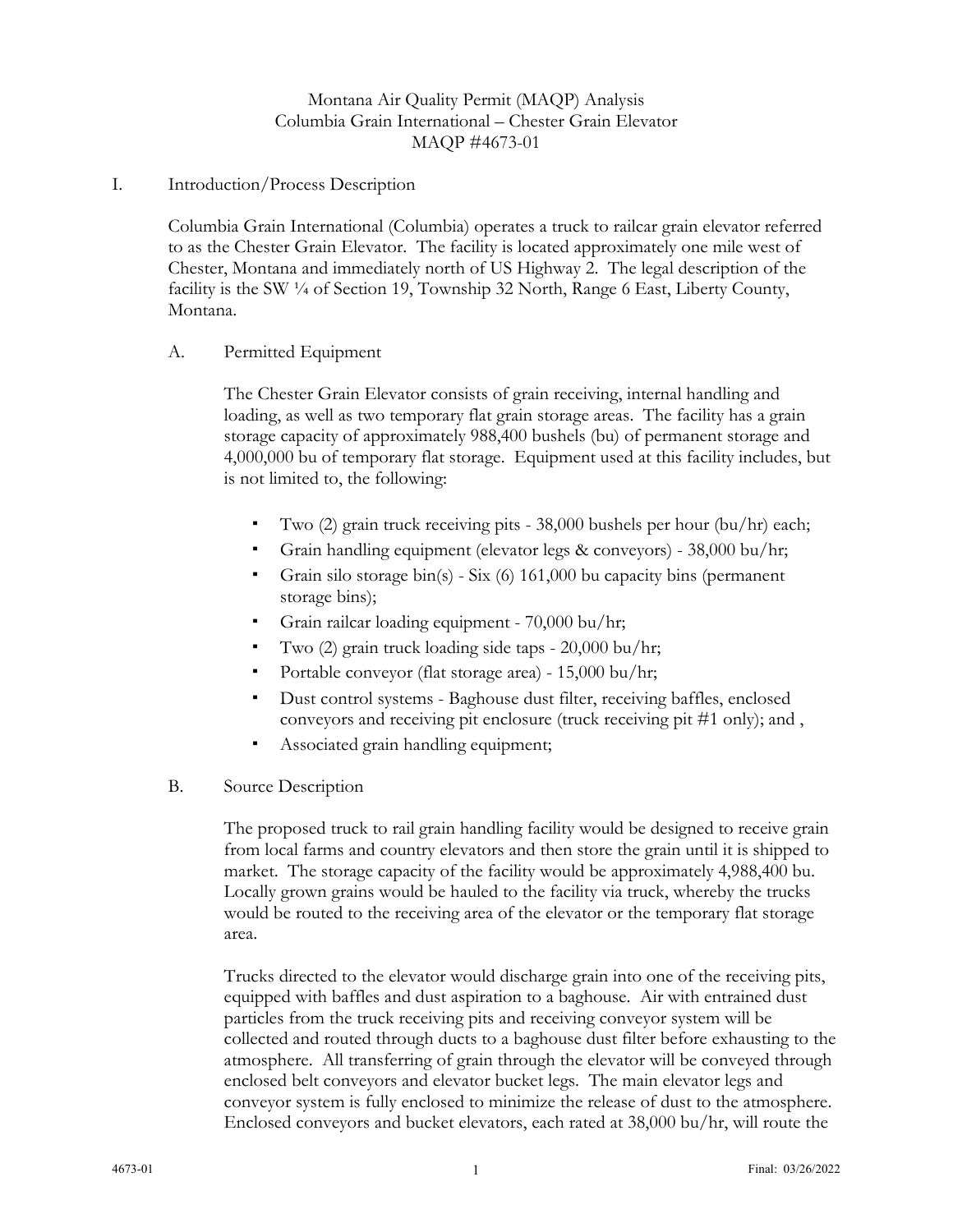Montana Air Quality Permit (MAQP) Analysis
Columbia Grain International – Chester Grain Elevator
MAQP #4673-01

# I. Introduction/Process Description

Columbia Grain International (Columbia) operates a truck to railcar grain elevator referred to as the Chester Grain Elevator. The facility is located approximately one mile west of Chester, Montana and immediately north of US Highway 2. The legal description of the facility is the SW ¼ of Section 19, Township 32 North, Range 6 East, Liberty County, Montana.

## A. Permitted Equipment

The Chester Grain Elevator consists of grain receiving, internal handling and loading, as well as two temporary flat grain storage areas. The facility has a grain storage capacity of approximately 988,400 bushels (bu) of permanent storage and 4,000,000 bu of temporary flat storage. Equipment used at this facility includes, but is not limited to, the following:

- Two (2) grain truck receiving pits - 38,000 bushels per hour (bu/hr) each;
- Grain handling equipment (elevator legs & conveyors) - 38,000 bu/hr;
- Grain silo storage bin(s) - Six (6) 161,000 bu capacity bins (permanent storage bins);
- Grain railcar loading equipment - 70,000 bu/hr;
- Two (2) grain truck loading side taps - 20,000 bu/hr;
- Portable conveyor (flat storage area) - 15,000 bu/hr;
- Dust control systems - Baghouse dust filter, receiving baffles, enclosed conveyors and receiving pit enclosure (truck receiving pit #1 only); and ,
- Associated grain handling equipment;

## B. Source Description

The proposed truck to rail grain handling facility would be designed to receive grain from local farms and country elevators and then store the grain until it is shipped to market. The storage capacity of the facility would be approximately 4,988,400 bu. Locally grown grains would be hauled to the facility via truck, whereby the trucks would be routed to the receiving area of the elevator or the temporary flat storage area.

Trucks directed to the elevator would discharge grain into one of the receiving pits, equipped with baffles and dust aspiration to a baghouse. Air with entrained dust particles from the truck receiving pits and receiving conveyor system will be collected and routed through ducts to a baghouse dust filter before exhausting to the atmosphere. All transferring of grain through the elevator will be conveyed through enclosed belt conveyors and elevator bucket legs. The main elevator legs and conveyor system is fully enclosed to minimize the release of dust to the atmosphere. Enclosed conveyors and bucket elevators, each rated at 38,000 bu/hr, will route the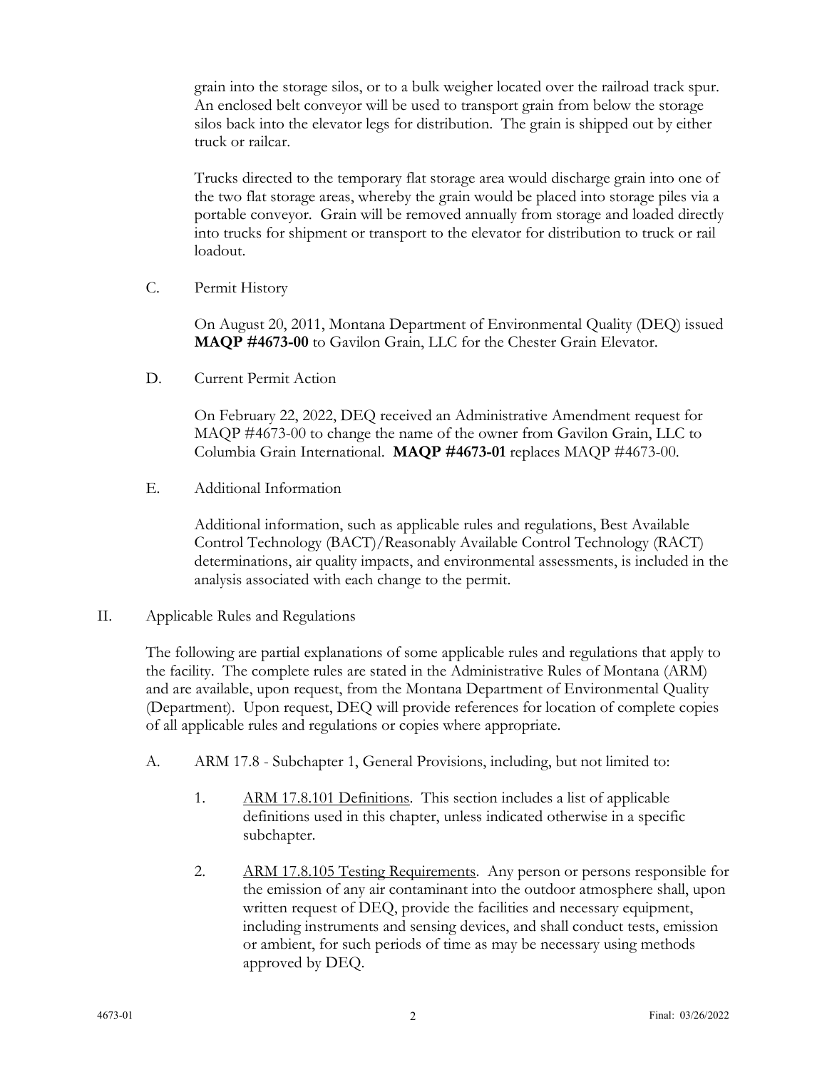grain into the storage silos, or to a bulk weigher located over the railroad track spur. An enclosed belt conveyor will be used to transport grain from below the storage silos back into the elevator legs for distribution. The grain is shipped out by either truck or railcar.

Trucks directed to the temporary flat storage area would discharge grain into one of the two flat storage areas, whereby the grain would be placed into storage piles via a portable conveyor. Grain will be removed annually from storage and loaded directly into trucks for shipment or transport to the elevator for distribution to truck or rail loadout.

C. Permit History

On August 20, 2011, Montana Department of Environmental Quality (DEQ) issued **MAQP #4673-00** to Gavilon Grain, LLC for the Chester Grain Elevator.

D. Current Permit Action

On February 22, 2022, DEQ received an Administrative Amendment request for MAQP #4673-00 to change the name of the owner from Gavilon Grain, LLC to Columbia Grain International. **MAQP #4673-01** replaces MAQP #4673-00.

E. Additional Information

Additional information, such as applicable rules and regulations, Best Available Control Technology (BACT)/Reasonably Available Control Technology (RACT) determinations, air quality impacts, and environmental assessments, is included in the analysis associated with each change to the permit.

II. Applicable Rules and Regulations

The following are partial explanations of some applicable rules and regulations that apply to the facility. The complete rules are stated in the Administrative Rules of Montana (ARM) and are available, upon request, from the Montana Department of Environmental Quality (Department). Upon request, DEQ will provide references for location of complete copies of all applicable rules and regulations or copies where appropriate.

A. ARM 17.8 - Subchapter 1, General Provisions, including, but not limited to:

1. ARM 17.8.101 Definitions. This section includes a list of applicable definitions used in this chapter, unless indicated otherwise in a specific subchapter.

2. ARM 17.8.105 Testing Requirements. Any person or persons responsible for the emission of any air contaminant into the outdoor atmosphere shall, upon written request of DEQ, provide the facilities and necessary equipment, including instruments and sensing devices, and shall conduct tests, emission or ambient, for such periods of time as may be necessary using methods approved by DEQ.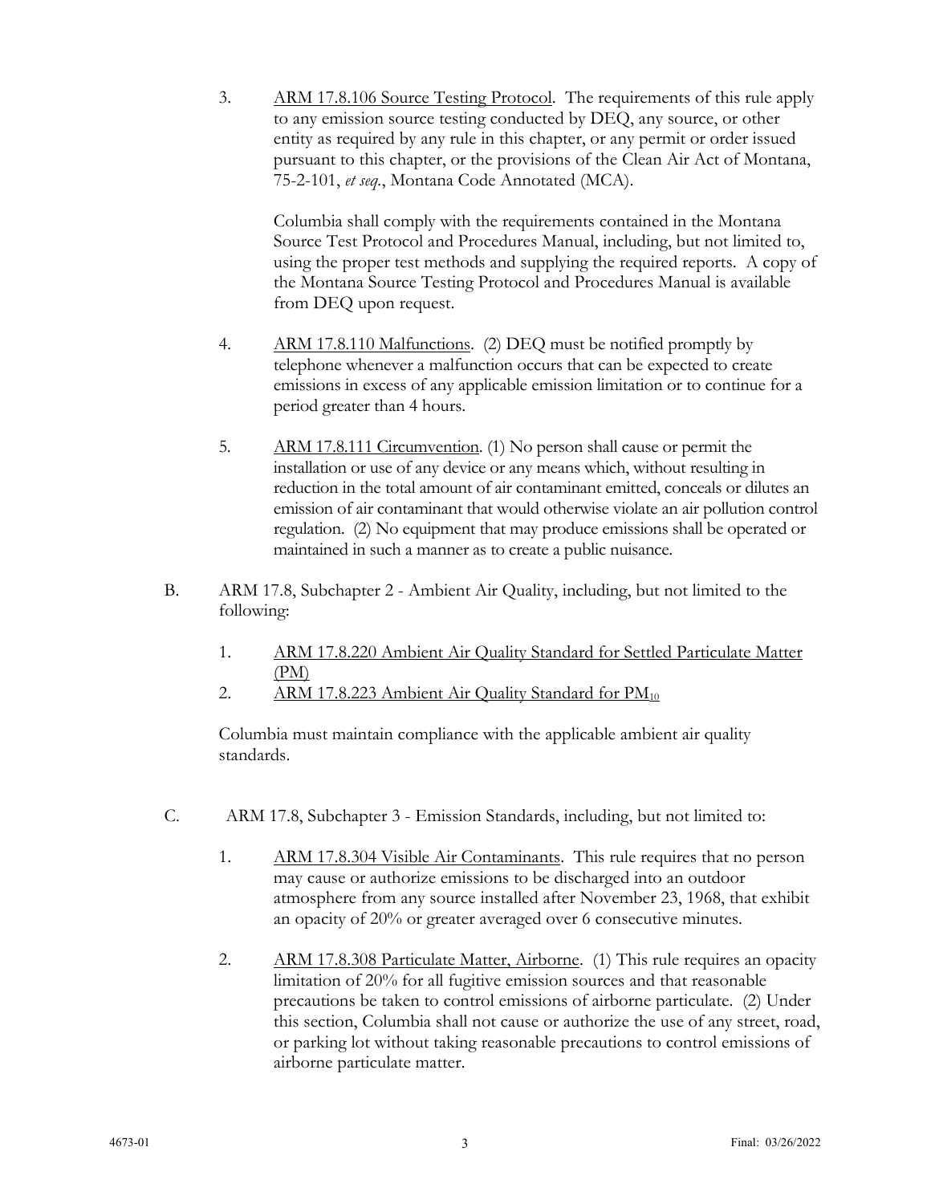3. ARM 17.8.106 Source Testing Protocol. The requirements of this rule apply to any emission source testing conducted by DEQ, any source, or other entity as required by any rule in this chapter, or any permit or order issued pursuant to this chapter, or the provisions of the Clean Air Act of Montana, 75-2-101, *et seq.*, Montana Code Annotated (MCA).

   Columbia shall comply with the requirements contained in the Montana Source Test Protocol and Procedures Manual, including, but not limited to, using the proper test methods and supplying the required reports. A copy of the Montana Source Testing Protocol and Procedures Manual is available from DEQ upon request.

4. ARM 17.8.110 Malfunctions. (2) DEQ must be notified promptly by telephone whenever a malfunction occurs that can be expected to create emissions in excess of any applicable emission limitation or to continue for a period greater than 4 hours.

5. ARM 17.8.111 Circumvention. (1) No person shall cause or permit the installation or use of any device or any means which, without resulting in reduction in the total amount of air contaminant emitted, conceals or dilutes an emission of air contaminant that would otherwise violate an air pollution control regulation. (2) No equipment that may produce emissions shall be operated or maintained in such a manner as to create a public nuisance.

B. ARM 17.8, Subchapter 2 - Ambient Air Quality, including, but not limited to the following:

   1. ARM 17.8.220 Ambient Air Quality Standard for Settled Particulate Matter (PM)
   2. ARM 17.8.223 Ambient Air Quality Standard for $PM_{10}$

   Columbia must maintain compliance with the applicable ambient air quality standards.

C. ARM 17.8, Subchapter 3 - Emission Standards, including, but not limited to:

   1. ARM 17.8.304 Visible Air Contaminants. This rule requires that no person may cause or authorize emissions to be discharged into an outdoor atmosphere from any source installed after November 23, 1968, that exhibit an opacity of 20% or greater averaged over 6 consecutive minutes.

   2. ARM 17.8.308 Particulate Matter, Airborne. (1) This rule requires an opacity limitation of 20% for all fugitive emission sources and that reasonable precautions be taken to control emissions of airborne particulate. (2) Under this section, Columbia shall not cause or authorize the use of any street, road, or parking lot without taking reasonable precautions to control emissions of airborne particulate matter.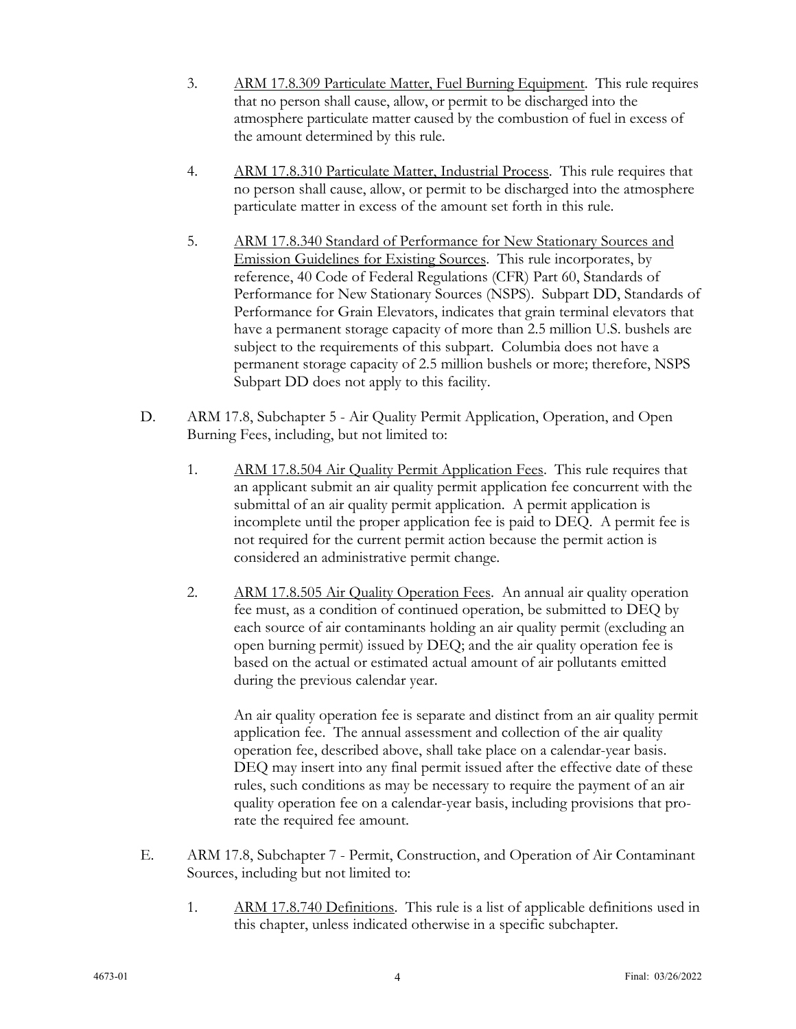3. ARM 17.8.309 Particulate Matter, Fuel Burning Equipment. This rule requires that no person shall cause, allow, or permit to be discharged into the atmosphere particulate matter caused by the combustion of fuel in excess of the amount determined by this rule.

4. ARM 17.8.310 Particulate Matter, Industrial Process. This rule requires that no person shall cause, allow, or permit to be discharged into the atmosphere particulate matter in excess of the amount set forth in this rule.

5. ARM 17.8.340 Standard of Performance for New Stationary Sources and Emission Guidelines for Existing Sources. This rule incorporates, by reference, 40 Code of Federal Regulations (CFR) Part 60, Standards of Performance for New Stationary Sources (NSPS). Subpart DD, Standards of Performance for Grain Elevators, indicates that grain terminal elevators that have a permanent storage capacity of more than 2.5 million U.S. bushels are subject to the requirements of this subpart. Columbia does not have a permanent storage capacity of 2.5 million bushels or more; therefore, NSPS Subpart DD does not apply to this facility.

D. ARM 17.8, Subchapter 5 - Air Quality Permit Application, Operation, and Open Burning Fees, including, but not limited to:

1. ARM 17.8.504 Air Quality Permit Application Fees. This rule requires that an applicant submit an air quality permit application fee concurrent with the submittal of an air quality permit application. A permit application is incomplete until the proper application fee is paid to DEQ. A permit fee is not required for the current permit action because the permit action is considered an administrative permit change.

2. ARM 17.8.505 Air Quality Operation Fees. An annual air quality operation fee must, as a condition of continued operation, be submitted to DEQ by each source of air contaminants holding an air quality permit (excluding an open burning permit) issued by DEQ; and the air quality operation fee is based on the actual or estimated actual amount of air pollutants emitted during the previous calendar year.

   An air quality operation fee is separate and distinct from an air quality permit application fee. The annual assessment and collection of the air quality operation fee, described above, shall take place on a calendar-year basis. DEQ may insert into any final permit issued after the effective date of these rules, such conditions as may be necessary to require the payment of an air quality operation fee on a calendar-year basis, including provisions that pro-rate the required fee amount.

E. ARM 17.8, Subchapter 7 - Permit, Construction, and Operation of Air Contaminant Sources, including but not limited to:

1. ARM 17.8.740 Definitions. This rule is a list of applicable definitions used in this chapter, unless indicated otherwise in a specific subchapter.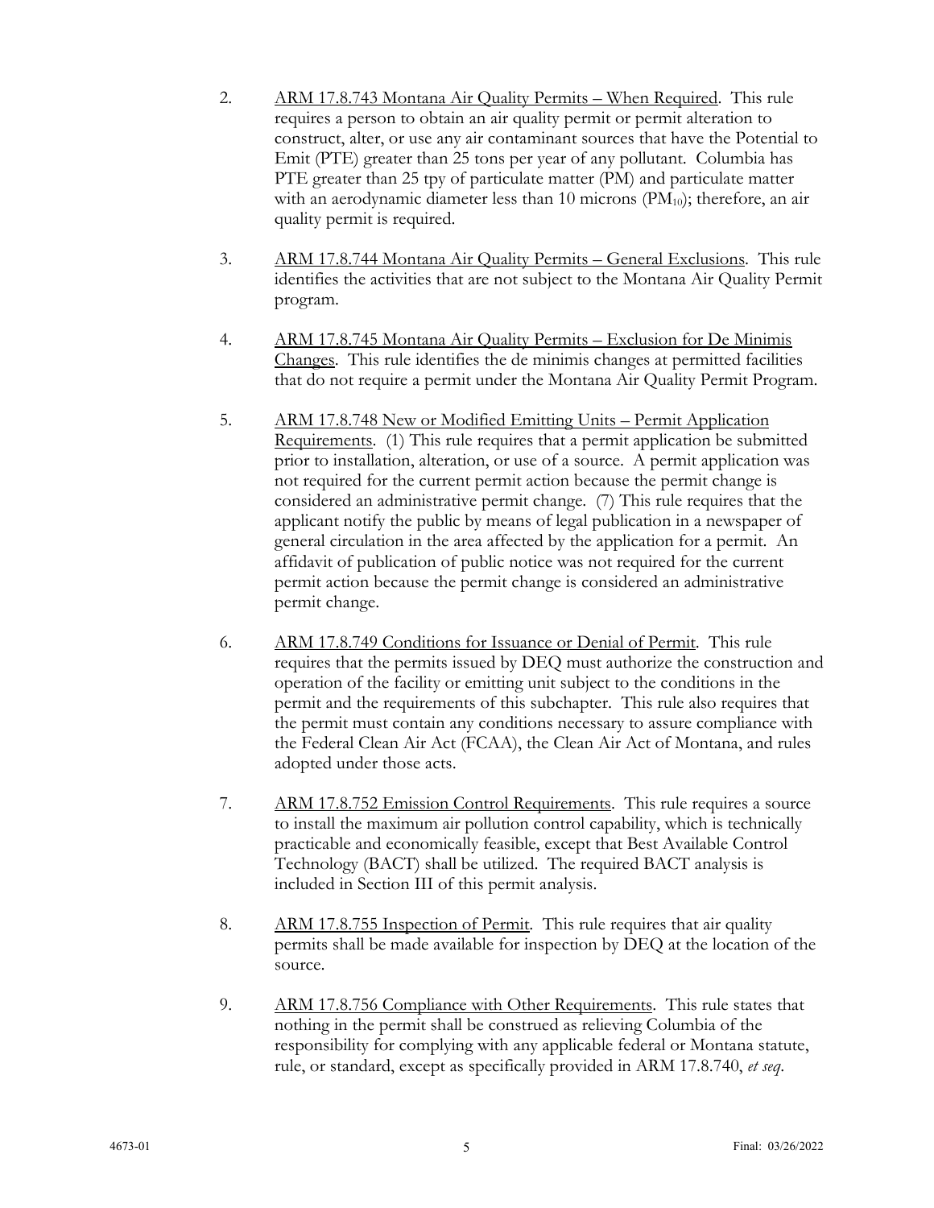2. ARM 17.8.743 Montana Air Quality Permits – When Required. This rule requires a person to obtain an air quality permit or permit alteration to construct, alter, or use any air contaminant sources that have the Potential to Emit (PTE) greater than 25 tons per year of any pollutant. Columbia has PTE greater than 25 tpy of particulate matter (PM) and particulate matter with an aerodynamic diameter less than 10 microns ($PM_{10}$); therefore, an air quality permit is required.

3. ARM 17.8.744 Montana Air Quality Permits – General Exclusions. This rule identifies the activities that are not subject to the Montana Air Quality Permit program.

4. ARM 17.8.745 Montana Air Quality Permits – Exclusion for De Minimis Changes. This rule identifies the de minimis changes at permitted facilities that do not require a permit under the Montana Air Quality Permit Program.

5. ARM 17.8.748 New or Modified Emitting Units – Permit Application Requirements. (1) This rule requires that a permit application be submitted prior to installation, alteration, or use of a source. A permit application was not required for the current permit action because the permit change is considered an administrative permit change. (7) This rule requires that the applicant notify the public by means of legal publication in a newspaper of general circulation in the area affected by the application for a permit. An affidavit of publication of public notice was not required for the current permit action because the permit change is considered an administrative permit change.

6. ARM 17.8.749 Conditions for Issuance or Denial of Permit. This rule requires that the permits issued by DEQ must authorize the construction and operation of the facility or emitting unit subject to the conditions in the permit and the requirements of this subchapter. This rule also requires that the permit must contain any conditions necessary to assure compliance with the Federal Clean Air Act (FCAA), the Clean Air Act of Montana, and rules adopted under those acts.

7. ARM 17.8.752 Emission Control Requirements. This rule requires a source to install the maximum air pollution control capability, which is technically practicable and economically feasible, except that Best Available Control Technology (BACT) shall be utilized. The required BACT analysis is included in Section III of this permit analysis.

8. ARM 17.8.755 Inspection of Permit. This rule requires that air quality permits shall be made available for inspection by DEQ at the location of the source.

9. ARM 17.8.756 Compliance with Other Requirements. This rule states that nothing in the permit shall be construed as relieving Columbia of the responsibility for complying with any applicable federal or Montana statute, rule, or standard, except as specifically provided in ARM 17.8.740, *et seq*.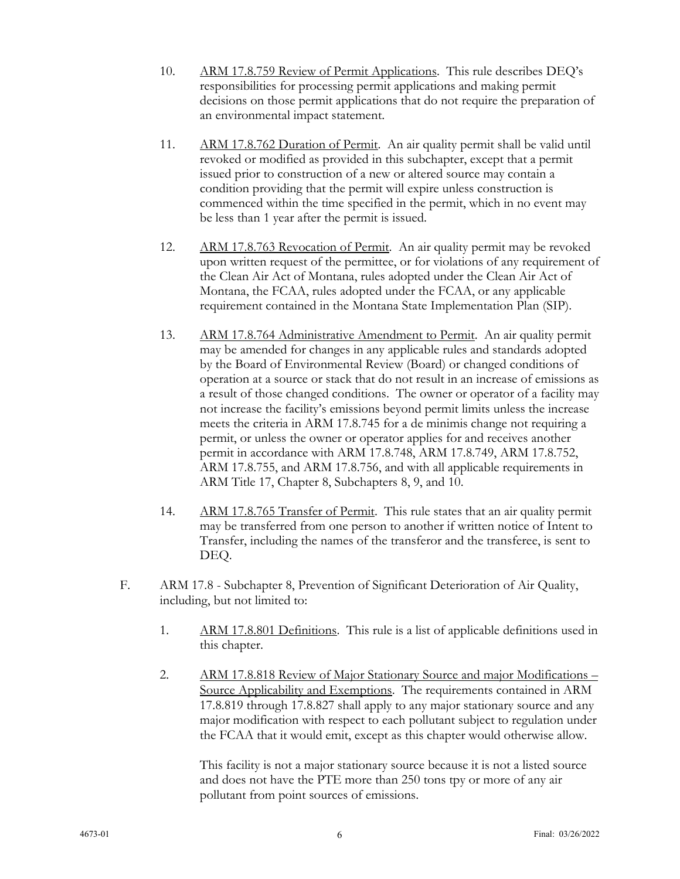10. <u>ARM 17.8.759 Review of Permit Applications</u>. This rule describes DEQ's responsibilities for processing permit applications and making permit decisions on those permit applications that do not require the preparation of an environmental impact statement.

11. <u>ARM 17.8.762 Duration of Permit</u>. An air quality permit shall be valid until revoked or modified as provided in this subchapter, except that a permit issued prior to construction of a new or altered source may contain a condition providing that the permit will expire unless construction is commenced within the time specified in the permit, which in no event may be less than 1 year after the permit is issued.

12. <u>ARM 17.8.763 Revocation of Permit</u>. An air quality permit may be revoked upon written request of the permittee, or for violations of any requirement of the Clean Air Act of Montana, rules adopted under the Clean Air Act of Montana, the FCAA, rules adopted under the FCAA, or any applicable requirement contained in the Montana State Implementation Plan (SIP).

13. <u>ARM 17.8.764 Administrative Amendment to Permit</u>. An air quality permit may be amended for changes in any applicable rules and standards adopted by the Board of Environmental Review (Board) or changed conditions of operation at a source or stack that do not result in an increase of emissions as a result of those changed conditions. The owner or operator of a facility may not increase the facility's emissions beyond permit limits unless the increase meets the criteria in ARM 17.8.745 for a de minimis change not requiring a permit, or unless the owner or operator applies for and receives another permit in accordance with ARM 17.8.748, ARM 17.8.749, ARM 17.8.752, ARM 17.8.755, and ARM 17.8.756, and with all applicable requirements in ARM Title 17, Chapter 8, Subchapters 8, 9, and 10.

14. <u>ARM 17.8.765 Transfer of Permit</u>. This rule states that an air quality permit may be transferred from one person to another if written notice of Intent to Transfer, including the names of the transferor and the transferee, is sent to DEQ.

F. ARM 17.8 - Subchapter 8, Prevention of Significant Deterioration of Air Quality, including, but not limited to:

1. <u>ARM 17.8.801 Definitions</u>. This rule is a list of applicable definitions used in this chapter.

2. <u>ARM 17.8.818 Review of Major Stationary Source and major Modifications – Source Applicability and Exemptions</u>. The requirements contained in ARM 17.8.819 through 17.8.827 shall apply to any major stationary source and any major modification with respect to each pollutant subject to regulation under the FCAA that it would emit, except as this chapter would otherwise allow.

   This facility is not a major stationary source because it is not a listed source and does not have the PTE more than 250 tons tpy or more of any air pollutant from point sources of emissions.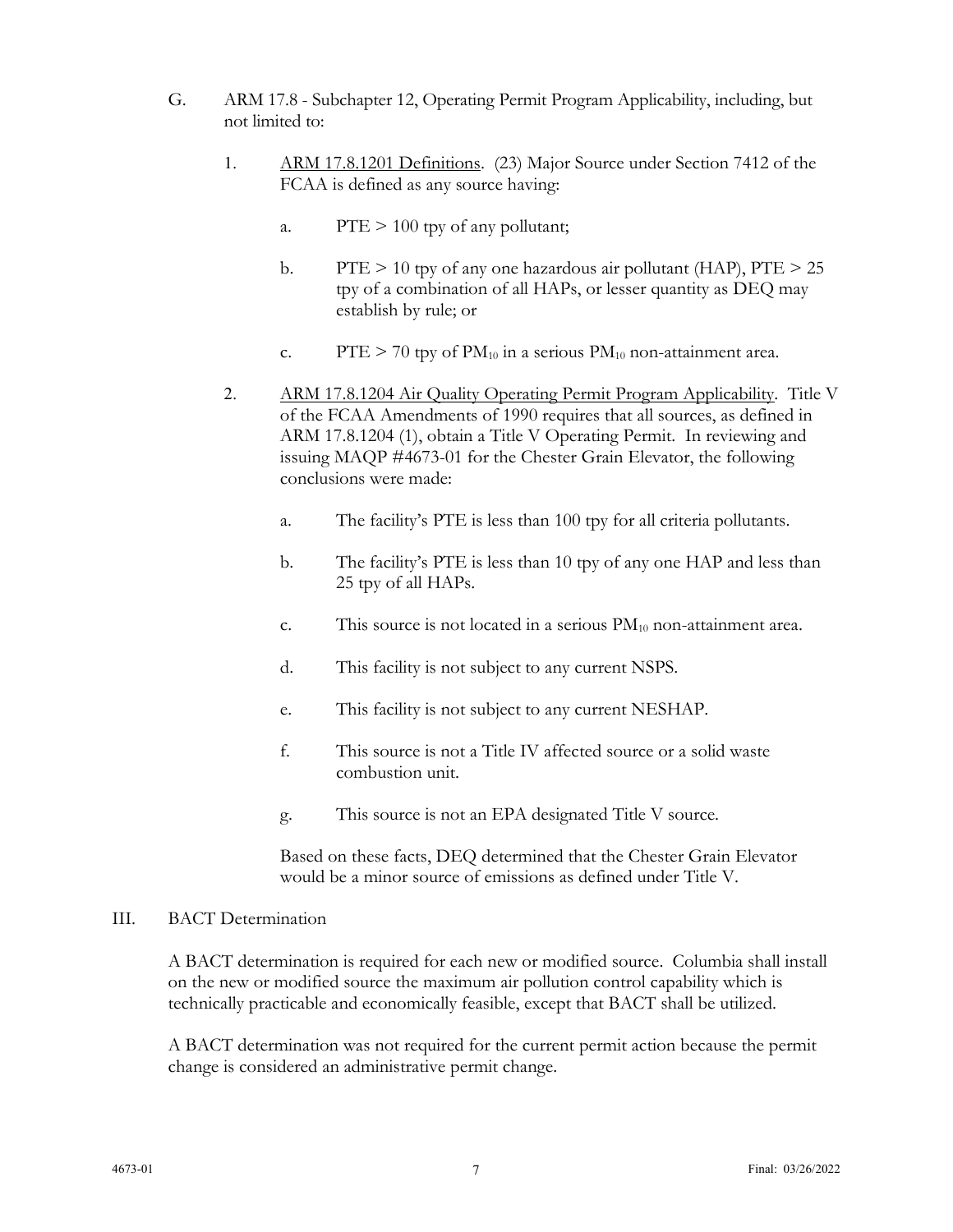G. ARM 17.8 - Subchapter 12, Operating Permit Program Applicability, including, but not limited to:

1. ARM 17.8.1201 Definitions. (23) Major Source under Section 7412 of the FCAA is defined as any source having:

   a. PTE > 100 tpy of any pollutant;

   b. PTE > 10 tpy of any one hazardous air pollutant (HAP), PTE > 25 tpy of a combination of all HAPs, or lesser quantity as DEQ may establish by rule; or

   c. PTE > 70 tpy of $PM_{10}$ in a serious $PM_{10}$ non-attainment area.

2. ARM 17.8.1204 Air Quality Operating Permit Program Applicability. Title V of the FCAA Amendments of 1990 requires that all sources, as defined in ARM 17.8.1204 (1), obtain a Title V Operating Permit. In reviewing and issuing MAQP #4673-01 for the Chester Grain Elevator, the following conclusions were made:

   a. The facility's PTE is less than 100 tpy for all criteria pollutants.

   b. The facility's PTE is less than 10 tpy of any one HAP and less than 25 tpy of all HAPs.

   c. This source is not located in a serious $PM_{10}$ non-attainment area.

   d. This facility is not subject to any current NSPS.

   e. This facility is not subject to any current NESHAP.

   f. This source is not a Title IV affected source or a solid waste combustion unit.

   g. This source is not an EPA designated Title V source.

   Based on these facts, DEQ determined that the Chester Grain Elevator would be a minor source of emissions as defined under Title V.

## III. BACT Determination

A BACT determination is required for each new or modified source. Columbia shall install on the new or modified source the maximum air pollution control capability which is technically practicable and economically feasible, except that BACT shall be utilized.

A BACT determination was not required for the current permit action because the permit change is considered an administrative permit change.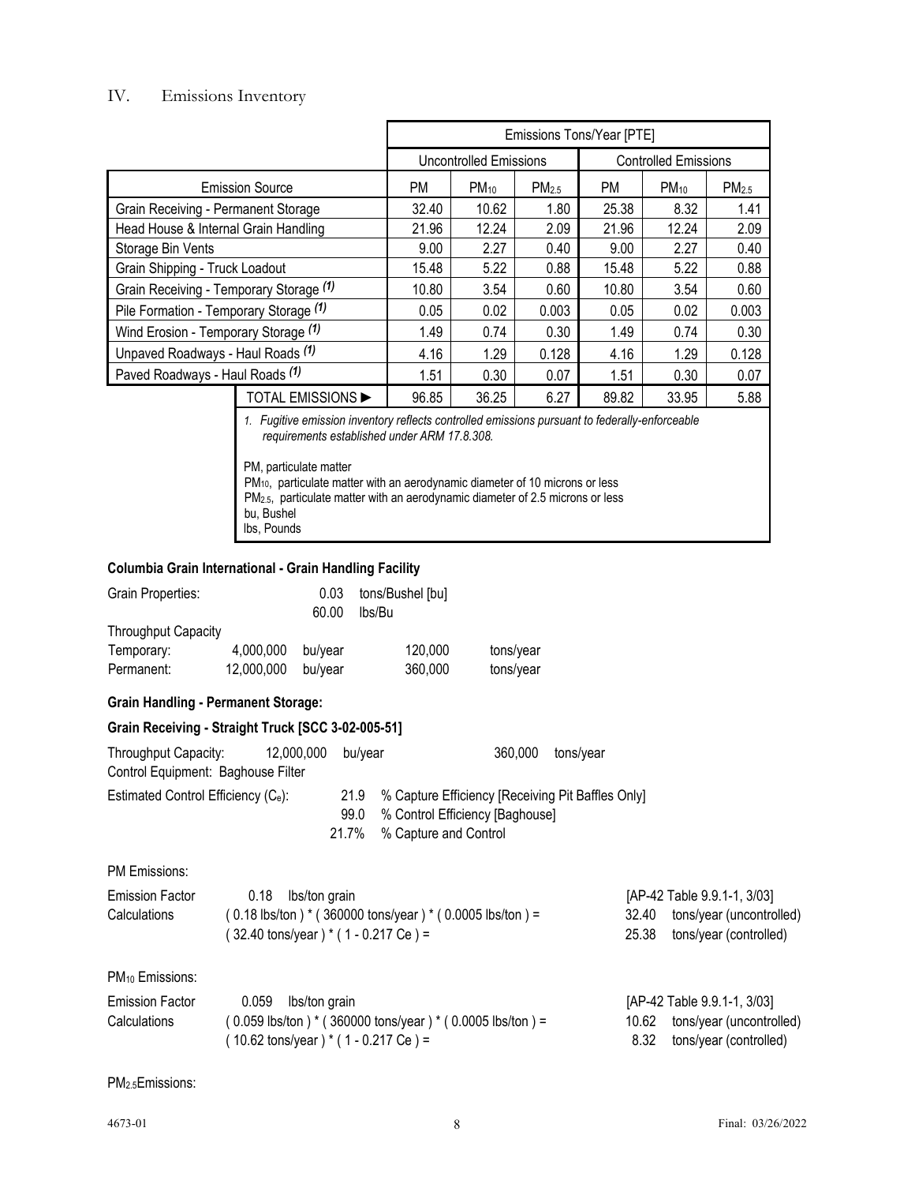## IV. Emissions Inventory

| | Emissions Tons/Year [PTE] | | | | | |
|---|---|---|---|---|---|---|
| | Uncontrolled Emissions | | | Controlled Emissions | | |
| Emission Source | PM | $PM_{10}$ | $PM_{2.5}$ | PM | $PM_{10}$ | $PM_{2.5}$ |
| Grain Receiving - Permanent Storage | 32.40 | 10.62 | 1.80 | 25.38 | 8.32 | 1.41 |
| Head House & Internal Grain Handling | 21.96 | 12.24 | 2.09 | 21.96 | 12.24 | 2.09 |
| Storage Bin Vents | 9.00 | 2.27 | 0.40 | 9.00 | 2.27 | 0.40 |
| Grain Shipping - Truck Loadout | 15.48 | 5.22 | 0.88 | 15.48 | 5.22 | 0.88 |
| Grain Receiving - Temporary Storage *(1)* | 10.80 | 3.54 | 0.60 | 10.80 | 3.54 | 0.60 |
| Pile Formation - Temporary Storage *(1)* | 0.05 | 0.02 | 0.003 | 0.05 | 0.02 | 0.003 |
| Wind Erosion - Temporary Storage *(1)* | 1.49 | 0.74 | 0.30 | 1.49 | 0.74 | 0.30 |
| Unpaved Roadways - Haul Roads *(1)* | 4.16 | 1.29 | 0.128 | 4.16 | 1.29 | 0.128 |
| Paved Roadways - Haul Roads *(1)* | 1.51 | 0.30 | 0.07 | 1.51 | 0.30 | 0.07 |
| TOTAL EMISSIONS ► | 96.85 | 36.25 | 6.27 | 89.82 | 33.95 | 5.88 |

*1. Fugitive emission inventory reflects controlled emissions pursuant to federally-enforceable requirements established under ARM 17.8.308.*

PM, particulate matter
$PM_{10}$, particulate matter with an aerodynamic diameter of 10 microns or less
$PM_{2.5}$, particulate matter with an aerodynamic diameter of 2.5 microns or less
bu, Bushel
lbs, Pounds

**Columbia Grain International - Grain Handling Facility**

| | | | | |
|---|---|---|---|---|
| Grain Properties: | 0.03 | tons/Bushel [bu] | | |
| | 60.00 | lbs/Bu | | |
| Throughput Capacity | | | | |
| Temporary: | 4,000,000 | bu/year | 120,000 | tons/year |
| Permanent: | 12,000,000 | bu/year | 360,000 | tons/year |

**Grain Handling - Permanent Storage:**

**Grain Receiving - Straight Truck [SCC 3-02-005-51]**

Throughput Capacity: 12,000,000 bu/year 360,000 tons/year
Control Equipment: Baghouse Filter

Estimated Control Efficiency ($C_e$): 21.9 % Capture Efficiency [Receiving Pit Baffles Only]
99.0 % Control Efficiency [Baghouse]
21.7% % Capture and Control

PM Emissions:

Emission Factor: 0.18 lbs/ton grain [AP-42 Table 9.9.1-1, 3/03]
Calculations:
( 0.18 lbs/ton ) * ( 360000 tons/year ) * ( 0.0005 lbs/ton ) = 32.40 tons/year (uncontrolled)
( 32.40 tons/year ) * ( 1 - 0.217 Ce ) = 25.38 tons/year (controlled)

$PM_{10}$ Emissions:

Emission Factor: 0.059 lbs/ton grain [AP-42 Table 9.9.1-1, 3/03]
Calculations:
( 0.059 lbs/ton ) * ( 360000 tons/year ) * ( 0.0005 lbs/ton ) = 10.62 tons/year (uncontrolled)
( 10.62 tons/year ) * ( 1 - 0.217 Ce ) = 8.32 tons/year (controlled)

$PM_{2.5}$ Emissions: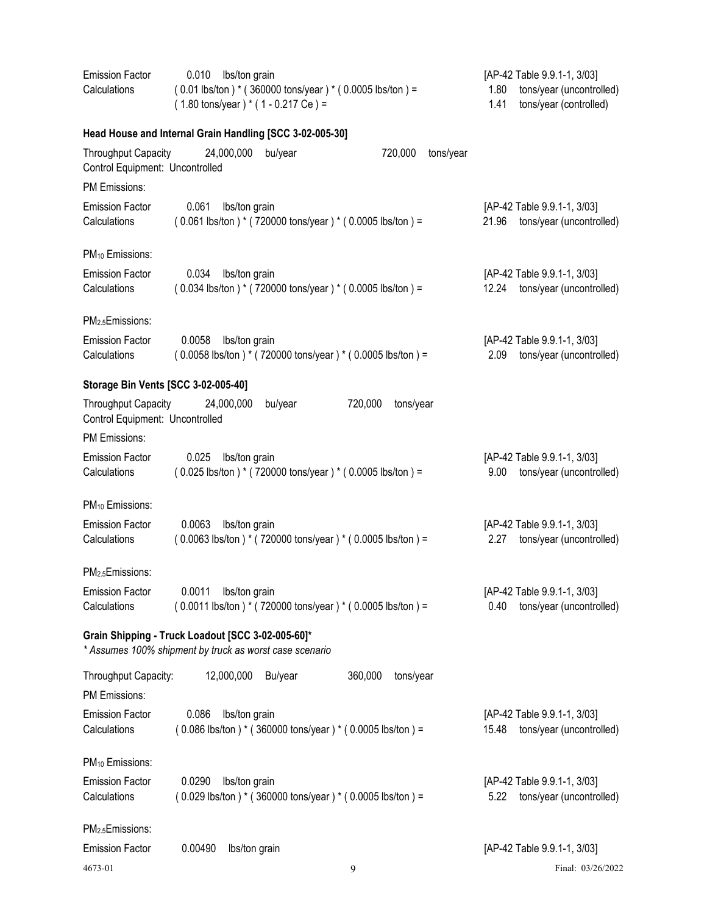| | | |
|---|---|---|
| Emission Factor | 0.010 lbs/ton grain | [AP-42 Table 9.9.1-1, 3/03] |
| Calculations | ( 0.01 lbs/ton ) * ( 360000 tons/year ) * ( 0.0005 lbs/ton ) = | 1.80 tons/year (uncontrolled) |
| | ( 1.80 tons/year ) * ( 1 - 0.217 Ce ) = | 1.41 tons/year (controlled) |

**Head House and Internal Grain Handling [SCC 3-02-005-30]**

Throughput Capacity 24,000,000 bu/year 720,000 tons/year
Control Equipment: Uncontrolled

PM Emissions:

| | | |
|---|---|---|
| Emission Factor | 0.061 lbs/ton grain | [AP-42 Table 9.9.1-1, 3/03] |
| Calculations | ( 0.061 lbs/ton ) * ( 720000 tons/year ) * ( 0.0005 lbs/ton ) = | 21.96 tons/year (uncontrolled) |

$PM_{10}$ Emissions:

| | | |
|---|---|---|
| Emission Factor | 0.034 lbs/ton grain | [AP-42 Table 9.9.1-1, 3/03] |
| Calculations | ( 0.034 lbs/ton ) * ( 720000 tons/year ) * ( 0.0005 lbs/ton ) = | 12.24 tons/year (uncontrolled) |

$PM_{2.5}$ Emissions:

| | | |
|---|---|---|
| Emission Factor | 0.0058 lbs/ton grain | [AP-42 Table 9.9.1-1, 3/03] |
| Calculations | ( 0.0058 lbs/ton ) * ( 720000 tons/year ) * ( 0.0005 lbs/ton ) = | 2.09 tons/year (uncontrolled) |

**Storage Bin Vents [SCC 3-02-005-40]**

Throughput Capacity 24,000,000 bu/year 720,000 tons/year
Control Equipment: Uncontrolled

PM Emissions:

| | | |
|---|---|---|
| Emission Factor | 0.025 lbs/ton grain | [AP-42 Table 9.9.1-1, 3/03] |
| Calculations | ( 0.025 lbs/ton ) * ( 720000 tons/year ) * ( 0.0005 lbs/ton ) = | 9.00 tons/year (uncontrolled) |

$PM_{10}$ Emissions:

| | | |
|---|---|---|
| Emission Factor | 0.0063 lbs/ton grain | [AP-42 Table 9.9.1-1, 3/03] |
| Calculations | ( 0.0063 lbs/ton ) * ( 720000 tons/year ) * ( 0.0005 lbs/ton ) = | 2.27 tons/year (uncontrolled) |

$PM_{2.5}$ Emissions:

| | | |
|---|---|---|
| Emission Factor | 0.0011 lbs/ton grain | [AP-42 Table 9.9.1-1, 3/03] |
| Calculations | ( 0.0011 lbs/ton ) * ( 720000 tons/year ) * ( 0.0005 lbs/ton ) = | 0.40 tons/year (uncontrolled) |

**Grain Shipping - Truck Loadout [SCC 3-02-005-60]***
*\* Assumes 100% shipment by truck as worst case scenario*

Throughput Capacity: 12,000,000 Bu/year 360,000 tons/year

PM Emissions:

| | | |
|---|---|---|
| Emission Factor | 0.086 lbs/ton grain | [AP-42 Table 9.9.1-1, 3/03] |
| Calculations | ( 0.086 lbs/ton ) * ( 360000 tons/year ) * ( 0.0005 lbs/ton ) = | 15.48 tons/year (uncontrolled) |

$PM_{10}$ Emissions:

| | | |
|---|---|---|
| Emission Factor | 0.0290 lbs/ton grain | [AP-42 Table 9.9.1-1, 3/03] |
| Calculations | ( 0.029 lbs/ton ) * ( 360000 tons/year ) * ( 0.0005 lbs/ton ) = | 5.22 tons/year (uncontrolled) |

$PM_{2.5}$ Emissions:

| | | |
|---|---|---|
| Emission Factor | 0.00490 lbs/ton grain | [AP-42 Table 9.9.1-1, 3/03] |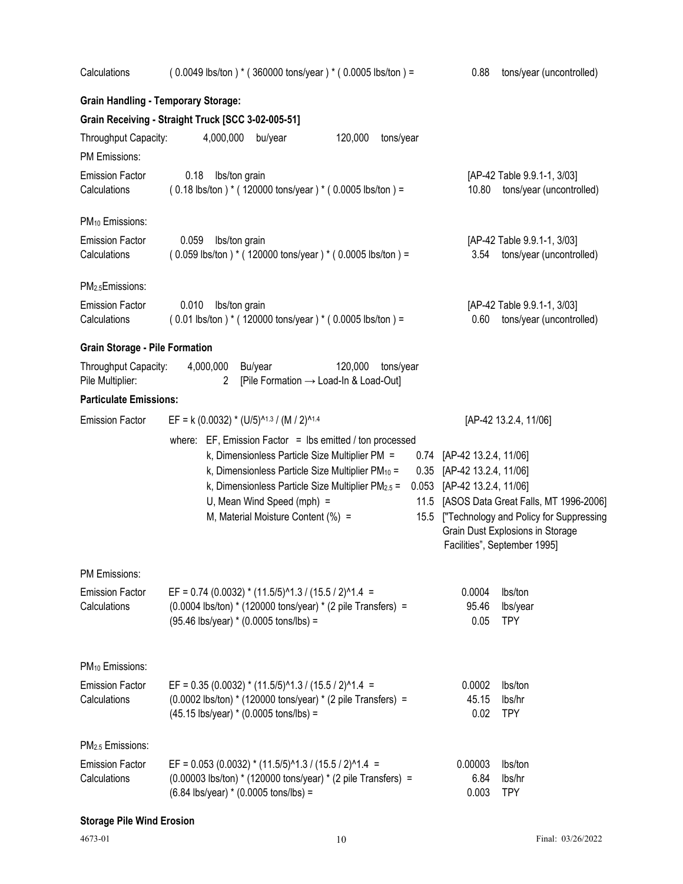| | | | |
|---|---|---|---|
| Calculations | ( 0.0049 lbs/ton ) * ( 360000 tons/year ) * ( 0.0005 lbs/ton ) = | 0.88 | tons/year (uncontrolled) |

**Grain Handling - Temporary Storage:**

**Grain Receiving - Straight Truck [SCC 3-02-005-51]**

Throughput Capacity: 4,000,000 bu/year 120,000 tons/year

PM Emissions:

| | | | |
|---|---|---|---|
| Emission Factor | 0.18 lbs/ton grain | | [AP-42 Table 9.9.1-1, 3/03] |
| Calculations | ( 0.18 lbs/ton ) * ( 120000 tons/year ) * ( 0.0005 lbs/ton ) = | 10.80 | tons/year (uncontrolled) |

$PM_{10}$ Emissions:

| | | | |
|---|---|---|---|
| Emission Factor | 0.059 lbs/ton grain | | [AP-42 Table 9.9.1-1, 3/03] |
| Calculations | ( 0.059 lbs/ton ) * ( 120000 tons/year ) * ( 0.0005 lbs/ton ) = | 3.54 | tons/year (uncontrolled) |

$PM_{2.5}$Emissions:

| | | | |
|---|---|---|---|
| Emission Factor | 0.010 lbs/ton grain | | [AP-42 Table 9.9.1-1, 3/03] |
| Calculations | ( 0.01 lbs/ton ) * ( 120000 tons/year ) * ( 0.0005 lbs/ton ) = | 0.60 | tons/year (uncontrolled) |

**Grain Storage - Pile Formation**

Throughput Capacity: 4,000,000 Bu/year 120,000 tons/year
Pile Multiplier: 2 [Pile Formation → Load-In & Load-Out]

**Particulate Emissions:**

Emission Factor EF = k (0.0032) * (U/5)^1.3 / (M / 2)^1.4 [AP-42 13.2.4, 11/06]

where: EF, Emission Factor = lbs emitted / ton processed

| | | |
|---|---|---|
| k, Dimensionless Particle Size Multiplier PM = | 0.74 | [AP-42 13.2.4, 11/06] |
| k, Dimensionless Particle Size Multiplier $PM_{10}$ = | 0.35 | [AP-42 13.2.4, 11/06] |
| k, Dimensionless Particle Size Multiplier $PM_{2.5}$ = | 0.053 | [AP-42 13.2.4, 11/06] |
| U, Mean Wind Speed (mph) = | 11.5 | [ASOS Data Great Falls, MT 1996-2006] |
| M, Material Moisture Content (%) = | 15.5 | ["Technology and Policy for Suppressing Grain Dust Explosions in Storage Facilities", September 1995] |

PM Emissions:

| | | | |
|---|---|---|---|
| Emission Factor | EF = 0.74 (0.0032) * (11.5/5)^1.3 / (15.5 / 2)^1.4 = | 0.0004 | lbs/ton |
| Calculations | (0.0004 lbs/ton) * (120000 tons/year) * (2 pile Transfers) = | 95.46 | lbs/year |
| | (95.46 lbs/year) * (0.0005 tons/lbs) = | 0.05 | TPY |

$PM_{10}$ Emissions:

| | | | |
|---|---|---|---|
| Emission Factor | EF = 0.35 (0.0032) * (11.5/5)^1.3 / (15.5 / 2)^1.4 = | 0.0002 | lbs/ton |
| Calculations | (0.0002 lbs/ton) * (120000 tons/year) * (2 pile Transfers) = | 45.15 | lbs/hr |
| | (45.15 lbs/year) * (0.0005 tons/lbs) = | 0.02 | TPY |

$PM_{2.5}$ Emissions:

| | | | |
|---|---|---|---|
| Emission Factor | EF = 0.053 (0.0032) * (11.5/5)^1.3 / (15.5 / 2)^1.4 = | 0.00003 | lbs/ton |
| Calculations | (0.00003 lbs/ton) * (120000 tons/year) * (2 pile Transfers) = | 6.84 | lbs/hr |
| | (6.84 lbs/year) * (0.0005 tons/lbs) = | 0.003 | TPY |

**Storage Pile Wind Erosion**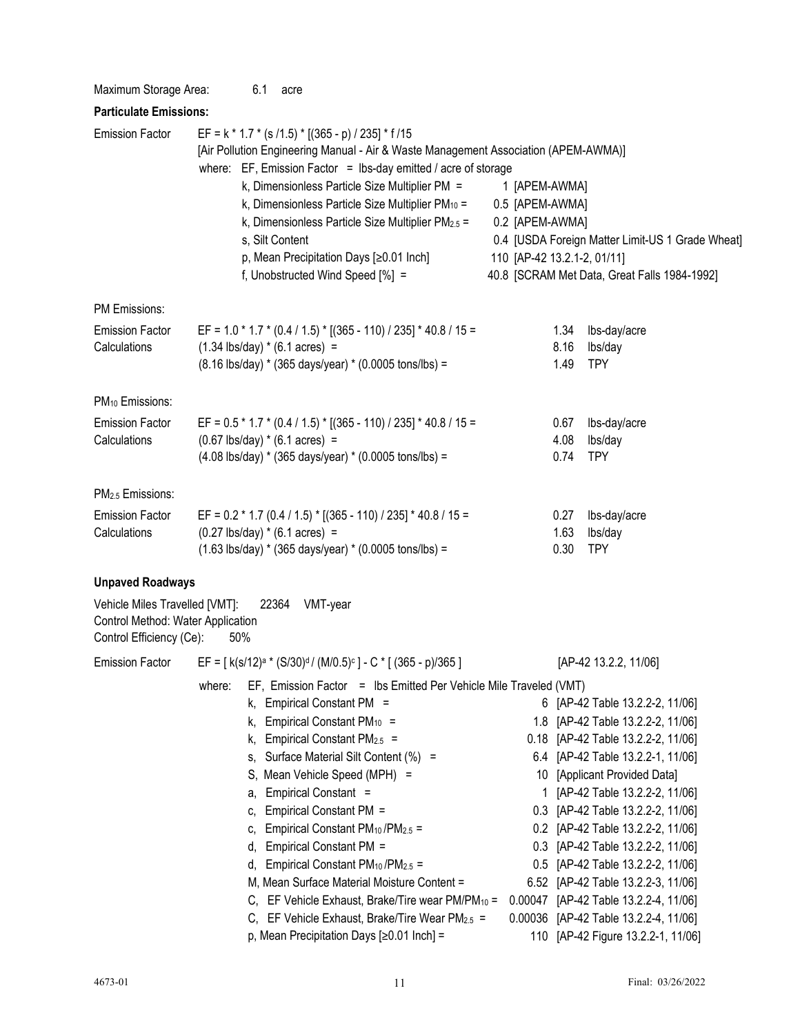Maximum Storage Area: 6.1 acre

**Particulate Emissions:**

Emission Factor $EF = k * 1.7 * (s/1.5) * [(365 - p) / 235] * f / 15$

[Air Pollution Engineering Manual - Air & Waste Management Association (APEM-AWMA)]

where: EF, Emission Factor = lbs-day emitted / acre of storage

| | | |
|---|---|---|
| k, Dimensionless Particle Size Multiplier PM = | 1 | [APEM-AWMA] |
| k, Dimensionless Particle Size Multiplier $PM_{10}$ = | 0.5 | [APEM-AWMA] |
| k, Dimensionless Particle Size Multiplier $PM_{2.5}$ = | 0.2 | [APEM-AWMA] |
| s, Silt Content | 0.4 | [USDA Foreign Matter Limit-US 1 Grade Wheat] |
| p, Mean Precipitation Days [≥0.01 Inch] | 110 | [AP-42 13.2.1-2, 01/11] |
| f, Unobstructed Wind Speed [%] = | 40.8 | [SCRAM Met Data, Great Falls 1984-1992] |

PM Emissions:

| | | | |
|---|---|---|---|
| Emission Factor | $EF = 1.0 * 1.7 * (0.4 / 1.5) * [(365 - 110) / 235] * 40.8 / 15$ = | 1.34 | lbs-day/acre |
| Calculations | (1.34 lbs/day) * (6.1 acres) = | 8.16 | lbs/day |
| | (8.16 lbs/day) * (365 days/year) * (0.0005 tons/lbs) = | 1.49 | TPY |

$PM_{10}$ Emissions:

| | | | |
|---|---|---|---|
| Emission Factor | $EF = 0.5 * 1.7 * (0.4 / 1.5) * [(365 - 110) / 235] * 40.8 / 15$ = | 0.67 | lbs-day/acre |
| Calculations | (0.67 lbs/day) * (6.1 acres) = | 4.08 | lbs/day |
| | (4.08 lbs/day) * (365 days/year) * (0.0005 tons/lbs) = | 0.74 | TPY |

$PM_{2.5}$ Emissions:

| | | | |
|---|---|---|---|
| Emission Factor | $EF = 0.2 * 1.7 (0.4 / 1.5) * [(365 - 110) / 235] * 40.8 / 15$ = | 0.27 | lbs-day/acre |
| Calculations | (0.27 lbs/day) * (6.1 acres) = | 1.63 | lbs/day |
| | (1.63 lbs/day) * (365 days/year) * (0.0005 tons/lbs) = | 0.30 | TPY |

**Unpaved Roadways**

Vehicle Miles Travelled [VMT]: 22364 VMT-year

Control Method: Water Application

Control Efficiency (Ce): 50%

Emission Factor $EF = [ k(s/12)^a * (S/30)^d / (M/0.5)^c ] - C * [ (365 - p)/365 ]$ [AP-42 13.2.2, 11/06]

where: EF, Emission Factor = lbs Emitted Per Vehicle Mile Traveled (VMT)

| | | |
|---|---|---|
| k, Empirical Constant PM = | 6 | [AP-42 Table 13.2.2-2, 11/06] |
| k, Empirical Constant $PM_{10}$ = | 1.8 | [AP-42 Table 13.2.2-2, 11/06] |
| k, Empirical Constant $PM_{2.5}$ = | 0.18 | [AP-42 Table 13.2.2-2, 11/06] |
| s, Surface Material Silt Content (%) = | 6.4 | [AP-42 Table 13.2.2-1, 11/06] |
| S, Mean Vehicle Speed (MPH) = | 10 | [Applicant Provided Data] |
| a, Empirical Constant = | 1 | [AP-42 Table 13.2.2-2, 11/06] |
| c, Empirical Constant PM = | 0.3 | [AP-42 Table 13.2.2-2, 11/06] |
| c, Empirical Constant $PM_{10}$/$PM_{2.5}$ = | 0.2 | [AP-42 Table 13.2.2-2, 11/06] |
| d, Empirical Constant PM = | 0.3 | [AP-42 Table 13.2.2-2, 11/06] |
| d, Empirical Constant $PM_{10}$/$PM_{2.5}$ = | 0.5 | [AP-42 Table 13.2.2-2, 11/06] |
| M, Mean Surface Material Moisture Content = | 6.52 | [AP-42 Table 13.2.2-3, 11/06] |
| C, EF Vehicle Exhaust, Brake/Tire wear PM/$PM_{10}$ = | 0.00047 | [AP-42 Table 13.2.2-4, 11/06] |
| C, EF Vehicle Exhaust, Brake/Tire Wear $PM_{2.5}$ = | 0.00036 | [AP-42 Table 13.2.2-4, 11/06] |
| p, Mean Precipitation Days [≥0.01 Inch] = | 110 | [AP-42 Figure 13.2.2-1, 11/06] |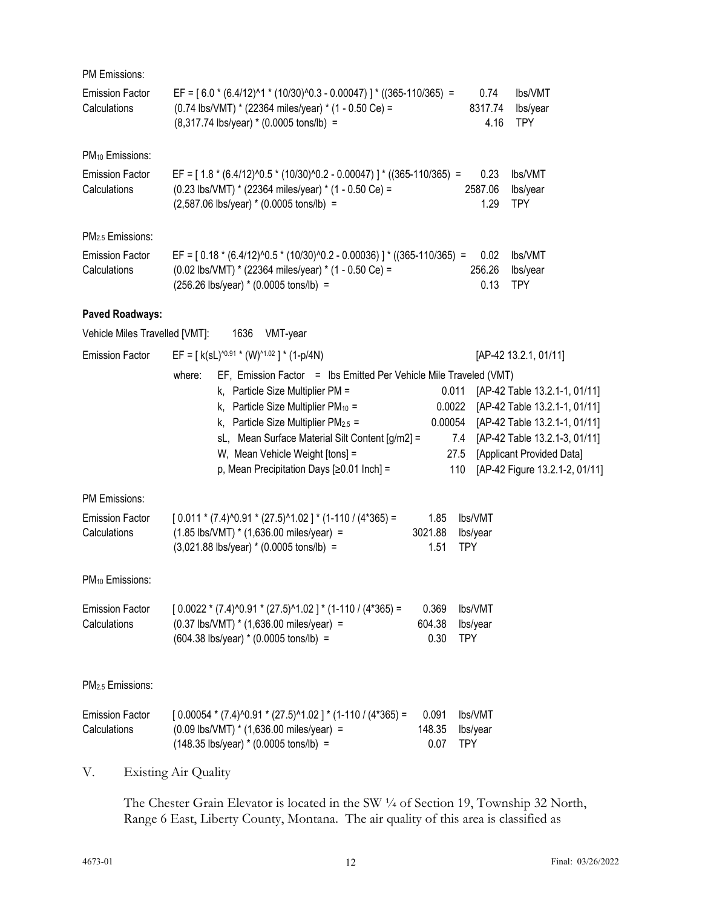PM Emissions:

| | | | |
|---|---|---|---|
| Emission Factor Calculations | EF = [ 6.0 * (6.4/12)^1 * (10/30)^0.3 - 0.00047) ] * ((365-110/365) = | 0.74 | lbs/VMT |
| | (0.74 lbs/VMT) * (22364 miles/year) * (1 - 0.50 Ce) = | 8317.74 | lbs/year |
| | (8,317.74 lbs/year) * (0.0005 tons/lb) = | 4.16 | TPY |

$PM_{10}$ Emissions:

| | | | |
|---|---|---|---|
| Emission Factor Calculations | EF = [ 1.8 * (6.4/12)^0.5 * (10/30)^0.2 - 0.00047) ] * ((365-110/365) = | 0.23 | lbs/VMT |
| | (0.23 lbs/VMT) * (22364 miles/year) * (1 - 0.50 Ce) = | 2587.06 | lbs/year |
| | (2,587.06 lbs/year) * (0.0005 tons/lb) = | 1.29 | TPY |

$PM_{2.5}$ Emissions:

| | | | |
|---|---|---|---|
| Emission Factor Calculations | EF = [ 0.18 * (6.4/12)^0.5 * (10/30)^0.2 - 0.00036) ] * ((365-110/365) = | 0.02 | lbs/VMT |
| | (0.02 lbs/VMT) * (22364 miles/year) * (1 - 0.50 Ce) = | 256.26 | lbs/year |
| | (256.26 lbs/year) * (0.0005 tons/lb) = | 0.13 | TPY |

**Paved Roadways:**

Vehicle Miles Travelled [VMT]: 1636 VMT-year

Emission Factor $EF = [ k(sL)^{0.91} * (W)^{1.02} ] * (1-p/4N)$ [AP-42 13.2.1, 01/11]

where: EF, Emission Factor = lbs Emitted Per Vehicle Mile Traveled (VMT)

| | | |
|---|---|---|
| k, Particle Size Multiplier PM = | 0.011 | [AP-42 Table 13.2.1-1, 01/11] |
| k, Particle Size Multiplier $PM_{10}$ = | 0.0022 | [AP-42 Table 13.2.1-1, 01/11] |
| k, Particle Size Multiplier $PM_{2.5}$ = | 0.00054 | [AP-42 Table 13.2.1-1, 01/11] |
| sL, Mean Surface Material Silt Content [g/m2] = | 7.4 | [AP-42 Table 13.2.1-3, 01/11] |
| W, Mean Vehicle Weight [tons] = | 27.5 | [Applicant Provided Data] |
| p, Mean Precipitation Days [≥0.01 Inch] = | 110 | [AP-42 Figure 13.2.1-2, 01/11] |

PM Emissions:

| | | | |
|---|---|---|---|
| Emission Factor Calculations | [ 0.011 * (7.4)^0.91 * (27.5)^1.02 ] * (1-110 / (4*365) = | 1.85 | lbs/VMT |
| | (1.85 lbs/VMT) * (1,636.00 miles/year) = | 3021.88 | lbs/year |
| | (3,021.88 lbs/year) * (0.0005 tons/lb) = | 1.51 | TPY |

$PM_{10}$ Emissions:

| | | | |
|---|---|---|---|
| Emission Factor Calculations | [ 0.0022 * (7.4)^0.91 * (27.5)^1.02 ] * (1-110 / (4*365) = | 0.369 | lbs/VMT |
| | (0.37 lbs/VMT) * (1,636.00 miles/year) = | 604.38 | lbs/year |
| | (604.38 lbs/year) * (0.0005 tons/lb) = | 0.30 | TPY |

$PM_{2.5}$ Emissions:

| | | | |
|---|---|---|---|
| Emission Factor Calculations | [ 0.00054 * (7.4)^0.91 * (27.5)^1.02 ] * (1-110 / (4*365) = | 0.091 | lbs/VMT |
| | (0.09 lbs/VMT) * (1,636.00 miles/year) = | 148.35 | lbs/year |
| | (148.35 lbs/year) * (0.0005 tons/lb) = | 0.07 | TPY |

## V. Existing Air Quality

The Chester Grain Elevator is located in the SW ¼ of Section 19, Township 32 North, Range 6 East, Liberty County, Montana. The air quality of this area is classified as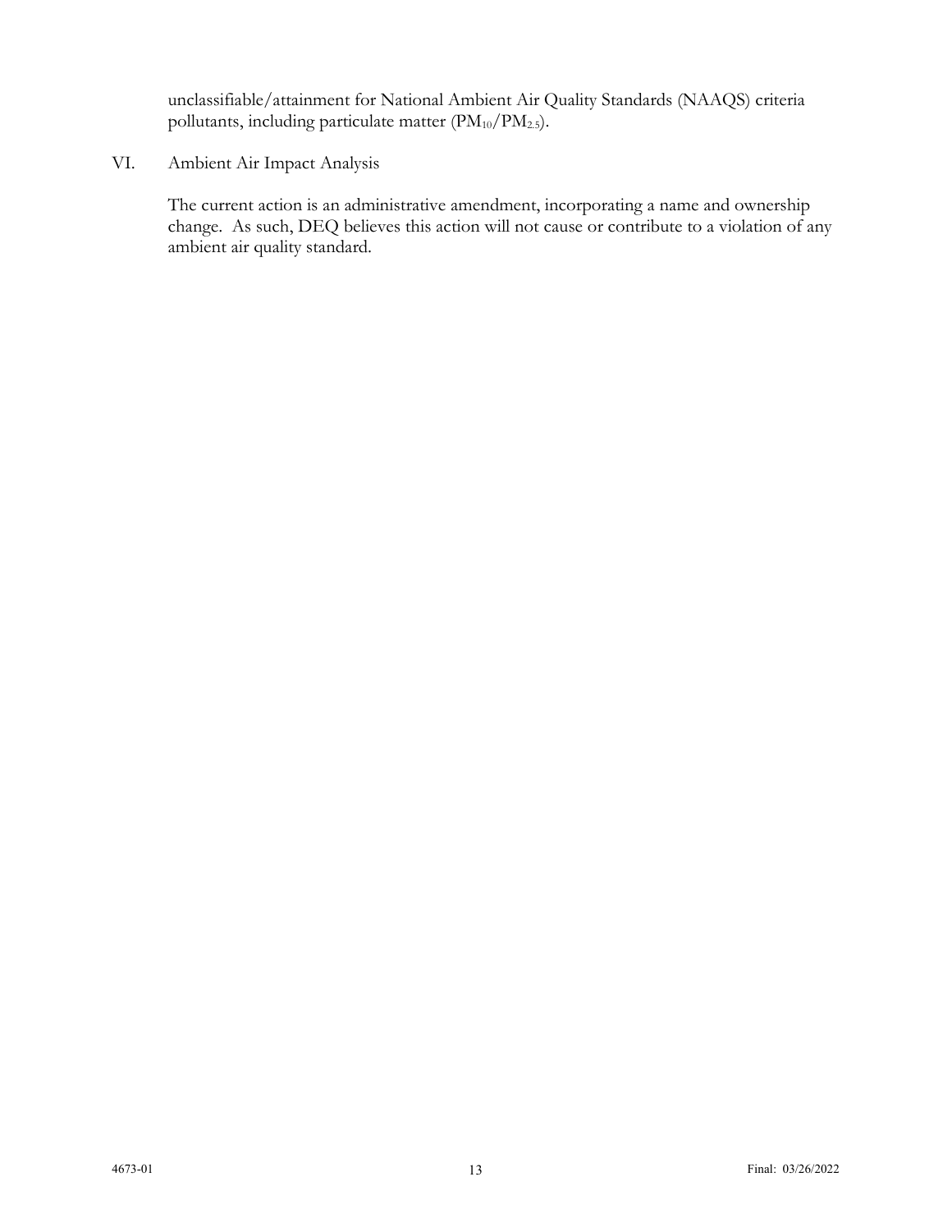unclassifiable/attainment for National Ambient Air Quality Standards (NAAQS) criteria pollutants, including particulate matter ($PM_{10}$/$PM_{2.5}$).

## VI. Ambient Air Impact Analysis

The current action is an administrative amendment, incorporating a name and ownership change. As such, DEQ believes this action will not cause or contribute to a violation of any ambient air quality standard.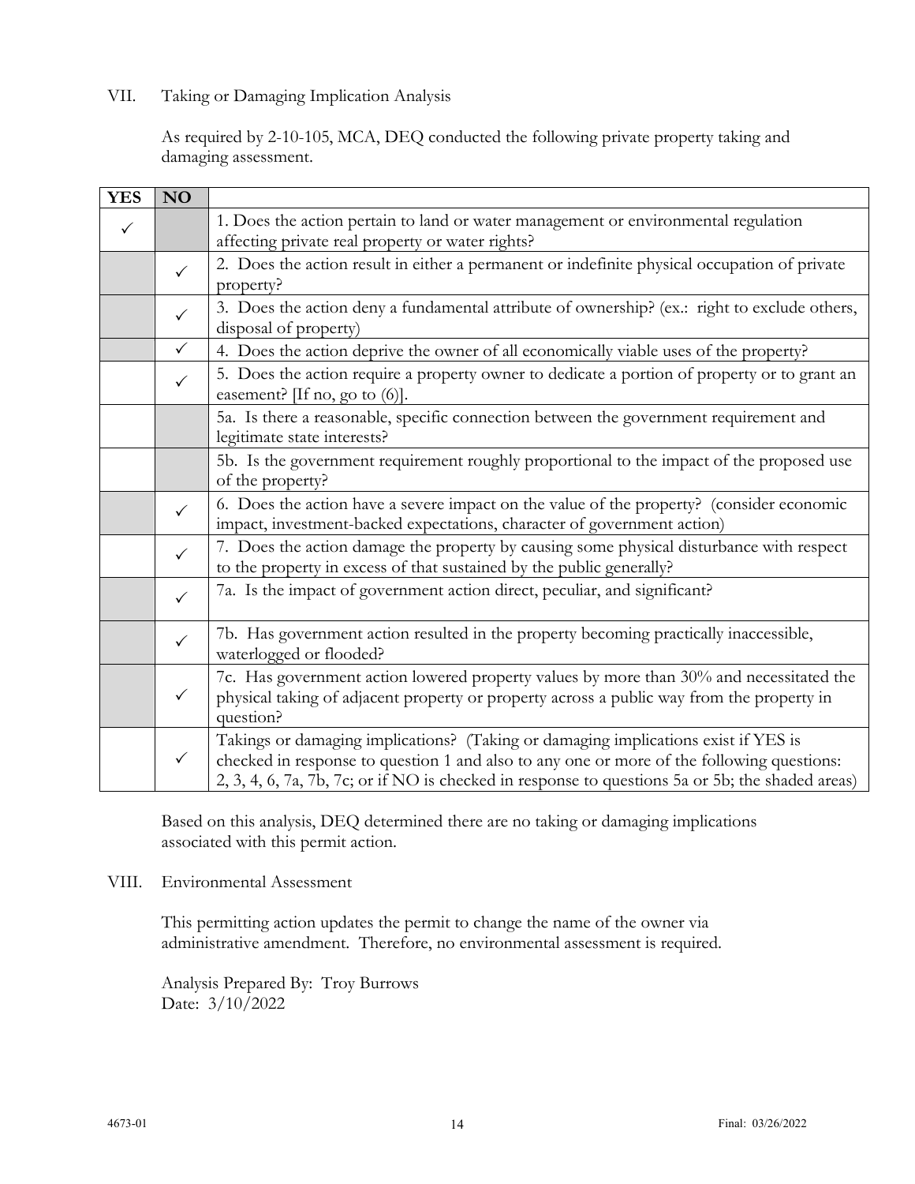VII. Taking or Damaging Implication Analysis

As required by 2-10-105, MCA, DEQ conducted the following private property taking and damaging assessment.

| YES | NO | |
|---|---|---|
| ✓ | | 1. Does the action pertain to land or water management or environmental regulation affecting private real property or water rights? |
| | ✓ | 2. Does the action result in either a permanent or indefinite physical occupation of private property? |
| | ✓ | 3. Does the action deny a fundamental attribute of ownership? (ex.: right to exclude others, disposal of property) |
| | ✓ | 4. Does the action deprive the owner of all economically viable uses of the property? |
| | ✓ | 5. Does the action require a property owner to dedicate a portion of property or to grant an easement? [If no, go to (6)]. |
| | | 5a. Is there a reasonable, specific connection between the government requirement and legitimate state interests? |
| | | 5b. Is the government requirement roughly proportional to the impact of the proposed use of the property? |
| | ✓ | 6. Does the action have a severe impact on the value of the property? (consider economic impact, investment-backed expectations, character of government action) |
| | ✓ | 7. Does the action damage the property by causing some physical disturbance with respect to the property in excess of that sustained by the public generally? |
| | ✓ | 7a. Is the impact of government action direct, peculiar, and significant? |
| | ✓ | 7b. Has government action resulted in the property becoming practically inaccessible, waterlogged or flooded? |
| | ✓ | 7c. Has government action lowered property values by more than 30% and necessitated the physical taking of adjacent property or property across a public way from the property in question? |
| | ✓ | Takings or damaging implications? (Taking or damaging implications exist if YES is checked in response to question 1 and also to any one or more of the following questions: 2, 3, 4, 6, 7a, 7b, 7c; or if NO is checked in response to questions 5a or 5b; the shaded areas) |

Based on this analysis, DEQ determined there are no taking or damaging implications associated with this permit action.

VIII. Environmental Assessment

This permitting action updates the permit to change the name of the owner via administrative amendment. Therefore, no environmental assessment is required.

Analysis Prepared By: Troy Burrows
Date: 3/10/2022